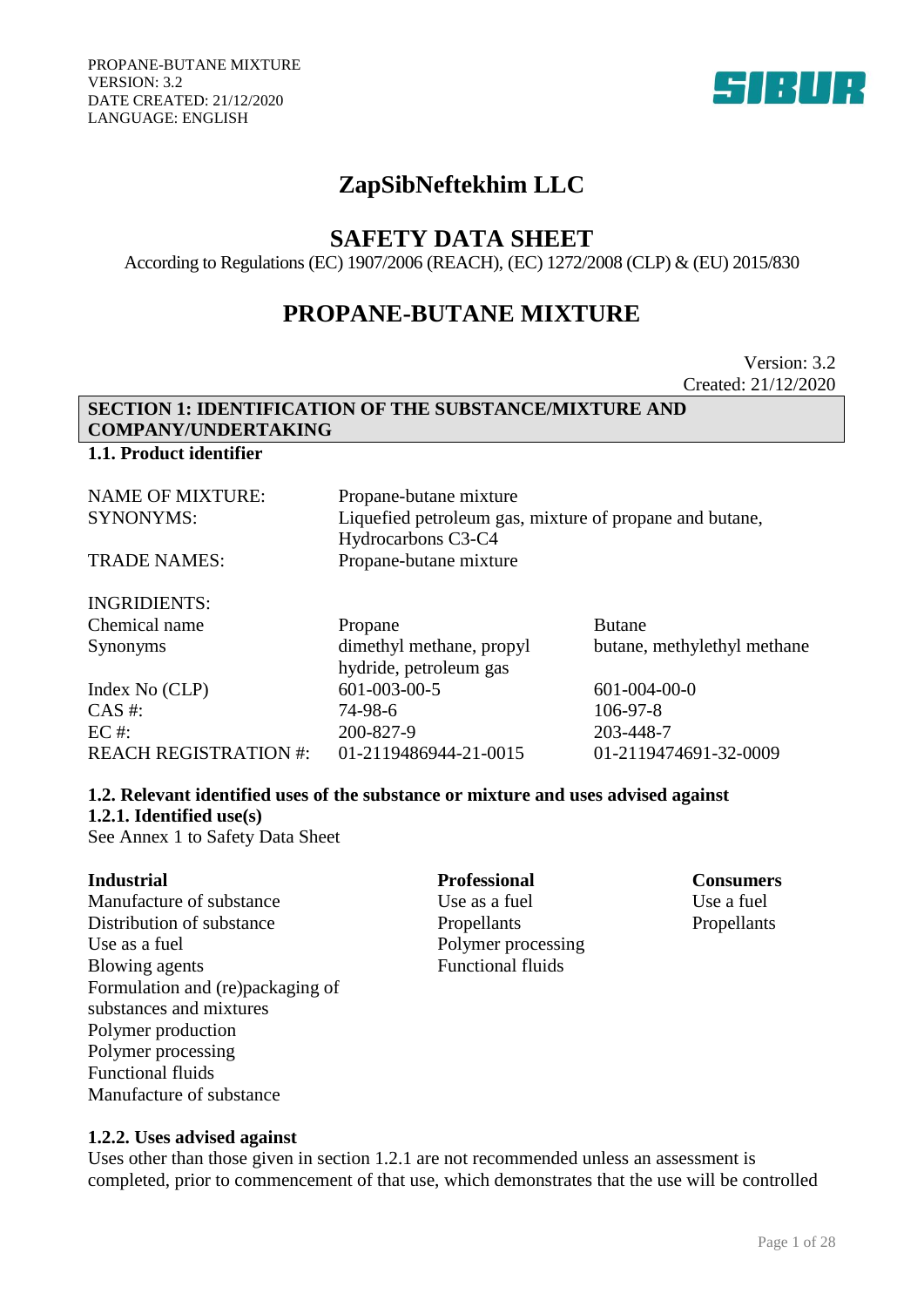# ZapSibNeftekhim LLC

## SAFETY DATA SHEET

According to Regulations (EC) 1907/2006 (REACH), (EC) 1272/2008 (CLP) & (EU) 2015/830

# PROPANE-BUTANE MIXTURE

Version: 3.2
Created: 21/12/2020

## SECTION 1: IDENTIFICATION OF THE SUBSTANCE/MIXTURE AND COMPANY/UNDERTAKING

### 1.1. Product identifier

| | |
|---|---|
| NAME OF MIXTURE: | Propane-butane mixture |
| SYNONYMS: | Liquefied petroleum gas, mixture of propane and butane, Hydrocarbons C3-C4 |
| TRADE NAMES: | Propane-butane mixture |

INGRIDIENTS:

| | | |
|---|---|---|
| Chemical name | Propane | Butane |
| Synonyms | dimethyl methane, propyl hydride, petroleum gas | butane, methylethyl methane |
| Index No (CLP) | 601-003-00-5 | 601-004-00-0 |
| CAS #: | 74-98-6 | 106-97-8 |
| EC #: | 200-827-9 | 203-448-7 |
| REACH REGISTRATION #: | 01-2119486944-21-0015 | 01-2119474691-32-0009 |

### 1.2. Relevant identified uses of the substance or mixture and uses advised against

#### 1.2.1. Identified use(s)

See Annex 1 to Safety Data Sheet

| Industrial | Professional | Consumers |
|---|---|---|
| Manufacture of substance | Use as a fuel | Use a fuel |
| Distribution of substance | Propellants | Propellants |
| Use as a fuel | Polymer processing | |
| Blowing agents | Functional fluids | |
| Formulation and (re)packaging of substances and mixtures | | |
| Polymer production | | |
| Polymer processing | | |
| Functional fluids | | |
| Manufacture of substance | | |

#### 1.2.2. Uses advised against

Uses other than those given in section 1.2.1 are not recommended unless an assessment is completed, prior to commencement of that use, which demonstrates that the use will be controlled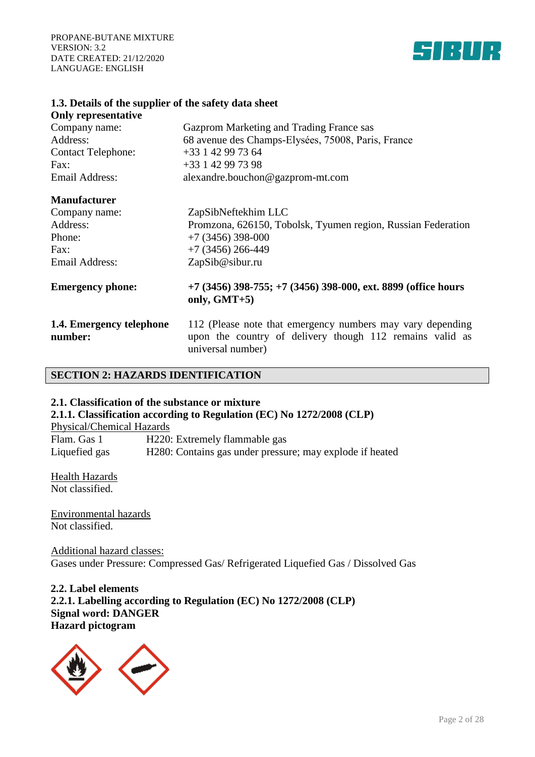### 1.3. Details of the supplier of the safety data sheet

**Only representative**

| | |
|---|---|
| Company name: | Gazprom Marketing and Trading France sas |
| Address: | 68 avenue des Champs-Elysées, 75008, Paris, France |
| Contact Telephone: | +33 1 42 99 73 64 |
| Fax: | +33 1 42 99 73 98 |
| Email Address: | alexandre.bouchon@gazprom-mt.com |

**Manufacturer**

| | |
|---|---|
| Company name: | ZapSibNeftekhim LLC |
| Address: | Promzona, 626150, Tobolsk, Tyumen region, Russian Federation |
| Phone: | +7 (3456) 398-000 |
| Fax: | +7 (3456) 266-449 |
| Email Address: | ZapSib@sibur.ru |

**Emergency phone:** **+7 (3456) 398-755; +7 (3456) 398-000, ext. 8899 (office hours only, GMT+5)**

**1.4. Emergency telephone number:** 112 (Please note that emergency numbers may vary depending upon the country of delivery though 112 remains valid as universal number)

## SECTION 2: HAZARDS IDENTIFICATION

### 2.1. Classification of the substance or mixture

### 2.1.1. Classification according to Regulation (EC) No 1272/2008 (CLP)

Physical/Chemical Hazards

| | |
|---|---|
| Flam. Gas 1 | H220: Extremely flammable gas |
| Liquefied gas | H280: Contains gas under pressure; may explode if heated |

Health Hazards
Not classified.

Environmental hazards
Not classified.

Additional hazard classes:
Gases under Pressure: Compressed Gas/ Refrigerated Liquefied Gas / Dissolved Gas

### 2.2. Label elements

**2.2.1. Labelling according to Regulation (EC) No 1272/2008 (CLP)**
**Signal word: DANGER**
**Hazard pictogram**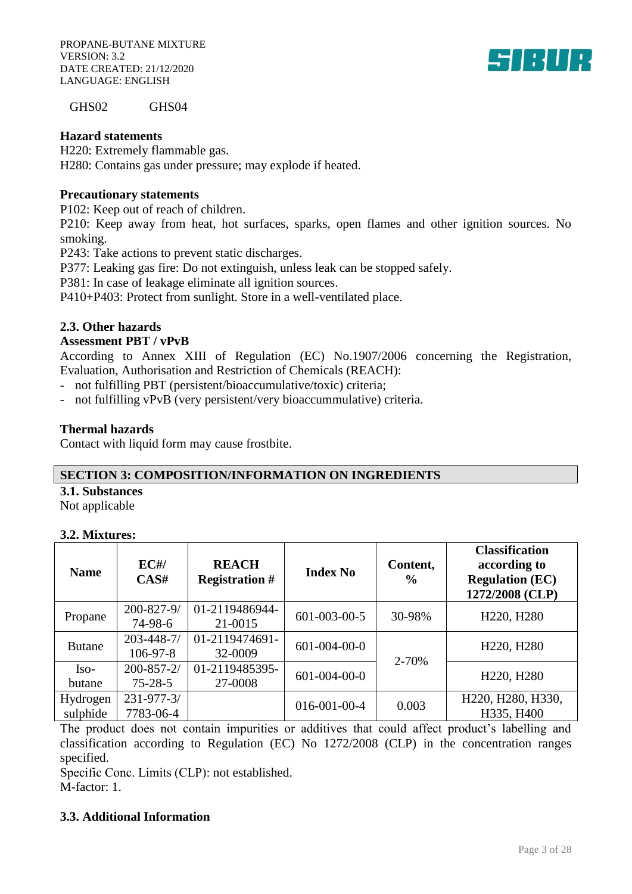GHS02 GHS04

**Hazard statements**
H220: Extremely flammable gas.
H280: Contains gas under pressure; may explode if heated.

**Precautionary statements**
P102: Keep out of reach of children.
P210: Keep away from heat, hot surfaces, sparks, open flames and other ignition sources. No smoking.
P243: Take actions to prevent static discharges.
P377: Leaking gas fire: Do not extinguish, unless leak can be stopped safely.
P381: In case of leakage eliminate all ignition sources.
P410+P403: Protect from sunlight. Store in a well-ventilated place.

### 2.3. Other hazards

**Assessment PBT / vPvB**
According to Annex XIII of Regulation (EC) No.1907/2006 concerning the Registration, Evaluation, Authorisation and Restriction of Chemicals (REACH):
- not fulfilling PBT (persistent/bioaccumulative/toxic) criteria;
- not fulfilling vPvB (very persistent/very bioaccummulative) criteria.

**Thermal hazards**
Contact with liquid form may cause frostbite.

## SECTION 3: COMPOSITION/INFORMATION ON INGREDIENTS

### 3.1. Substances
Not applicable

### 3.2. Mixtures:

| Name | EC#/ CAS# | REACH Registration # | Index No | Content, % | Classification according to Regulation (EC) 1272/2008 (CLP) |
|---|---|---|---|---|---|
| Propane | 200-827-9/ 74-98-6 | 01-2119486944-21-0015 | 601-003-00-5 | 30-98% | H220, H280 |
| Butane | 203-448-7/ 106-97-8 | 01-2119474691-32-0009 | 601-004-00-0 | 2-70% | H220, H280 |
| Iso-butane | 200-857-2/ 75-28-5 | 01-2119485395-27-0008 | 601-004-00-0 | | H220, H280 |
| Hydrogen sulphide | 231-977-3/ 7783-06-4 | | 016-001-00-4 | 0.003 | H220, H280, H330, H335, H400 |

The product does not contain impurities or additives that could affect product's labelling and classification according to Regulation (EC) No 1272/2008 (CLP) in the concentration ranges specified.
Specific Conc. Limits (CLP): not established.
M-factor: 1.

### 3.3. Additional Information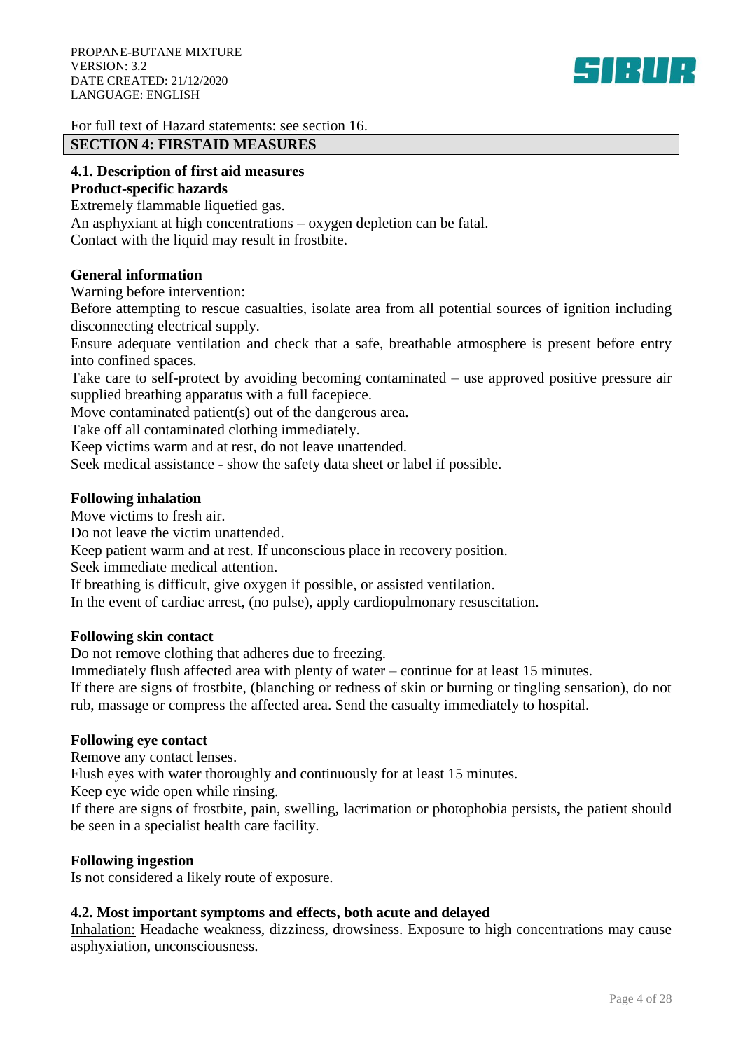For full text of Hazard statements: see section 16.

## SECTION 4: FIRSTAID MEASURES

### 4.1. Description of first aid measures

**Product-specific hazards**

Extremely flammable liquefied gas.
An asphyxiant at high concentrations – oxygen depletion can be fatal.
Contact with the liquid may result in frostbite.

**General information**

Warning before intervention:
Before attempting to rescue casualties, isolate area from all potential sources of ignition including disconnecting electrical supply.
Ensure adequate ventilation and check that a safe, breathable atmosphere is present before entry into confined spaces.
Take care to self-protect by avoiding becoming contaminated – use approved positive pressure air supplied breathing apparatus with a full facepiece.
Move contaminated patient(s) out of the dangerous area.
Take off all contaminated clothing immediately.
Keep victims warm and at rest, do not leave unattended.
Seek medical assistance - show the safety data sheet or label if possible.

**Following inhalation**

Move victims to fresh air.
Do not leave the victim unattended.
Keep patient warm and at rest. If unconscious place in recovery position.
Seek immediate medical attention.
If breathing is difficult, give oxygen if possible, or assisted ventilation.
In the event of cardiac arrest, (no pulse), apply cardiopulmonary resuscitation.

**Following skin contact**

Do not remove clothing that adheres due to freezing.
Immediately flush affected area with plenty of water – continue for at least 15 minutes.
If there are signs of frostbite, (blanching or redness of skin or burning or tingling sensation), do not rub, massage or compress the affected area. Send the casualty immediately to hospital.

**Following eye contact**

Remove any contact lenses.
Flush eyes with water thoroughly and continuously for at least 15 minutes.
Keep eye wide open while rinsing.
If there are signs of frostbite, pain, swelling, lacrimation or photophobia persists, the patient should be seen in a specialist health care facility.

**Following ingestion**

Is not considered a likely route of exposure.

### 4.2. Most important symptoms and effects, both acute and delayed

Inhalation: Headache weakness, dizziness, drowsiness. Exposure to high concentrations may cause asphyxiation, unconsciousness.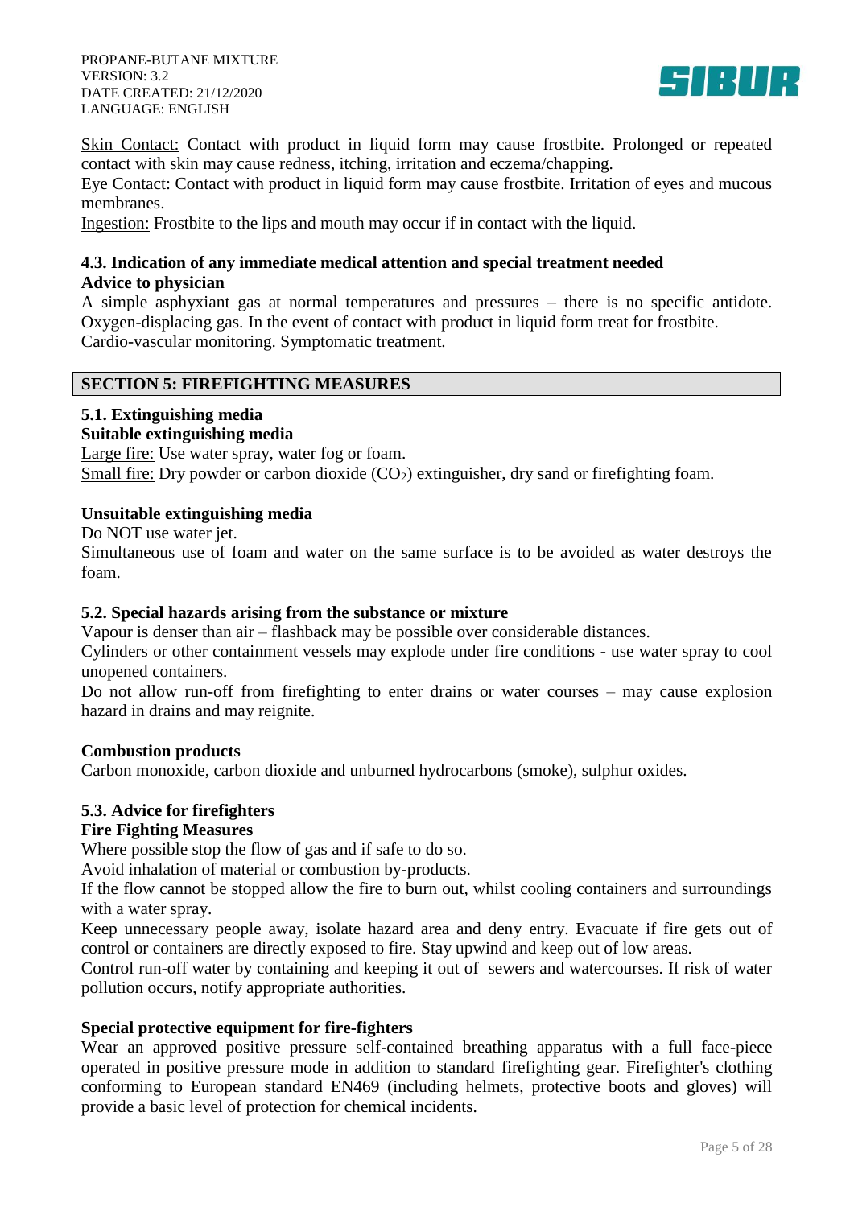Skin Contact: Contact with product in liquid form may cause frostbite. Prolonged or repeated contact with skin may cause redness, itching, irritation and eczema/chapping.
Eye Contact: Contact with product in liquid form may cause frostbite. Irritation of eyes and mucous membranes.
Ingestion: Frostbite to the lips and mouth may occur if in contact with the liquid.

### 4.3. Indication of any immediate medical attention and special treatment needed

**Advice to physician**

A simple asphyxiant gas at normal temperatures and pressures – there is no specific antidote. Oxygen-displacing gas. In the event of contact with product in liquid form treat for frostbite.
Cardio-vascular monitoring. Symptomatic treatment.

## SECTION 5: FIREFIGHTING MEASURES

### 5.1. Extinguishing media

**Suitable extinguishing media**

Large fire: Use water spray, water fog or foam.
Small fire: Dry powder or carbon dioxide ($CO_2$) extinguisher, dry sand or firefighting foam.

**Unsuitable extinguishing media**

Do NOT use water jet.
Simultaneous use of foam and water on the same surface is to be avoided as water destroys the foam.

### 5.2. Special hazards arising from the substance or mixture

Vapour is denser than air – flashback may be possible over considerable distances.
Cylinders or other containment vessels may explode under fire conditions - use water spray to cool unopened containers.
Do not allow run-off from firefighting to enter drains or water courses – may cause explosion hazard in drains and may reignite.

**Combustion products**

Carbon monoxide, carbon dioxide and unburned hydrocarbons (smoke), sulphur oxides.

### 5.3. Advice for firefighters

**Fire Fighting Measures**

Where possible stop the flow of gas and if safe to do so.
Avoid inhalation of material or combustion by-products.
If the flow cannot be stopped allow the fire to burn out, whilst cooling containers and surroundings with a water spray.
Keep unnecessary people away, isolate hazard area and deny entry. Evacuate if fire gets out of control or containers are directly exposed to fire. Stay upwind and keep out of low areas.
Control run-off water by containing and keeping it out of sewers and watercourses. If risk of water pollution occurs, notify appropriate authorities.

**Special protective equipment for fire-fighters**

Wear an approved positive pressure self-contained breathing apparatus with a full face-piece operated in positive pressure mode in addition to standard firefighting gear. Firefighter's clothing conforming to European standard EN469 (including helmets, protective boots and gloves) will provide a basic level of protection for chemical incidents.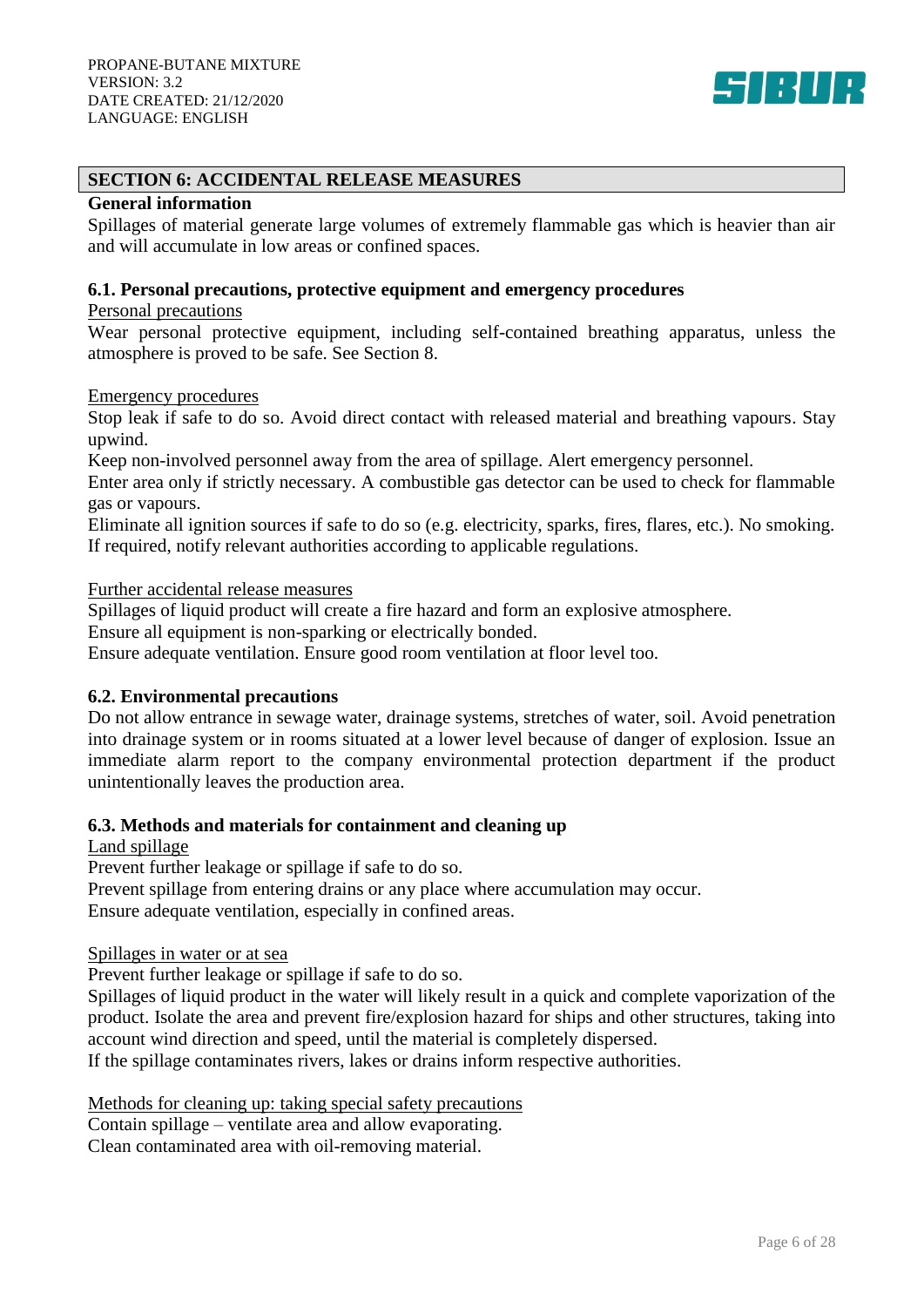## SECTION 6: ACCIDENTAL RELEASE MEASURES

**General information**

Spillages of material generate large volumes of extremely flammable gas which is heavier than air and will accumulate in low areas or confined spaces.

### 6.1. Personal precautions, protective equipment and emergency procedures

Personal precautions

Wear personal protective equipment, including self-contained breathing apparatus, unless the atmosphere is proved to be safe. See Section 8.

Emergency procedures

Stop leak if safe to do so. Avoid direct contact with released material and breathing vapours. Stay upwind.

Keep non-involved personnel away from the area of spillage. Alert emergency personnel.

Enter area only if strictly necessary. A combustible gas detector can be used to check for flammable gas or vapours.

Eliminate all ignition sources if safe to do so (e.g. electricity, sparks, fires, flares, etc.). No smoking.

If required, notify relevant authorities according to applicable regulations.

Further accidental release measures

Spillages of liquid product will create a fire hazard and form an explosive atmosphere.

Ensure all equipment is non-sparking or electrically bonded.

Ensure adequate ventilation. Ensure good room ventilation at floor level too.

### 6.2. Environmental precautions

Do not allow entrance in sewage water, drainage systems, stretches of water, soil. Avoid penetration into drainage system or in rooms situated at a lower level because of danger of explosion. Issue an immediate alarm report to the company environmental protection department if the product unintentionally leaves the production area.

### 6.3. Methods and materials for containment and cleaning up

Land spillage

Prevent further leakage or spillage if safe to do so.

Prevent spillage from entering drains or any place where accumulation may occur.

Ensure adequate ventilation, especially in confined areas.

Spillages in water or at sea

Prevent further leakage or spillage if safe to do so.

Spillages of liquid product in the water will likely result in a quick and complete vaporization of the product. Isolate the area and prevent fire/explosion hazard for ships and other structures, taking into account wind direction and speed, until the material is completely dispersed.

If the spillage contaminates rivers, lakes or drains inform respective authorities.

Methods for cleaning up: taking special safety precautions

Contain spillage – ventilate area and allow evaporating.

Clean contaminated area with oil-removing material.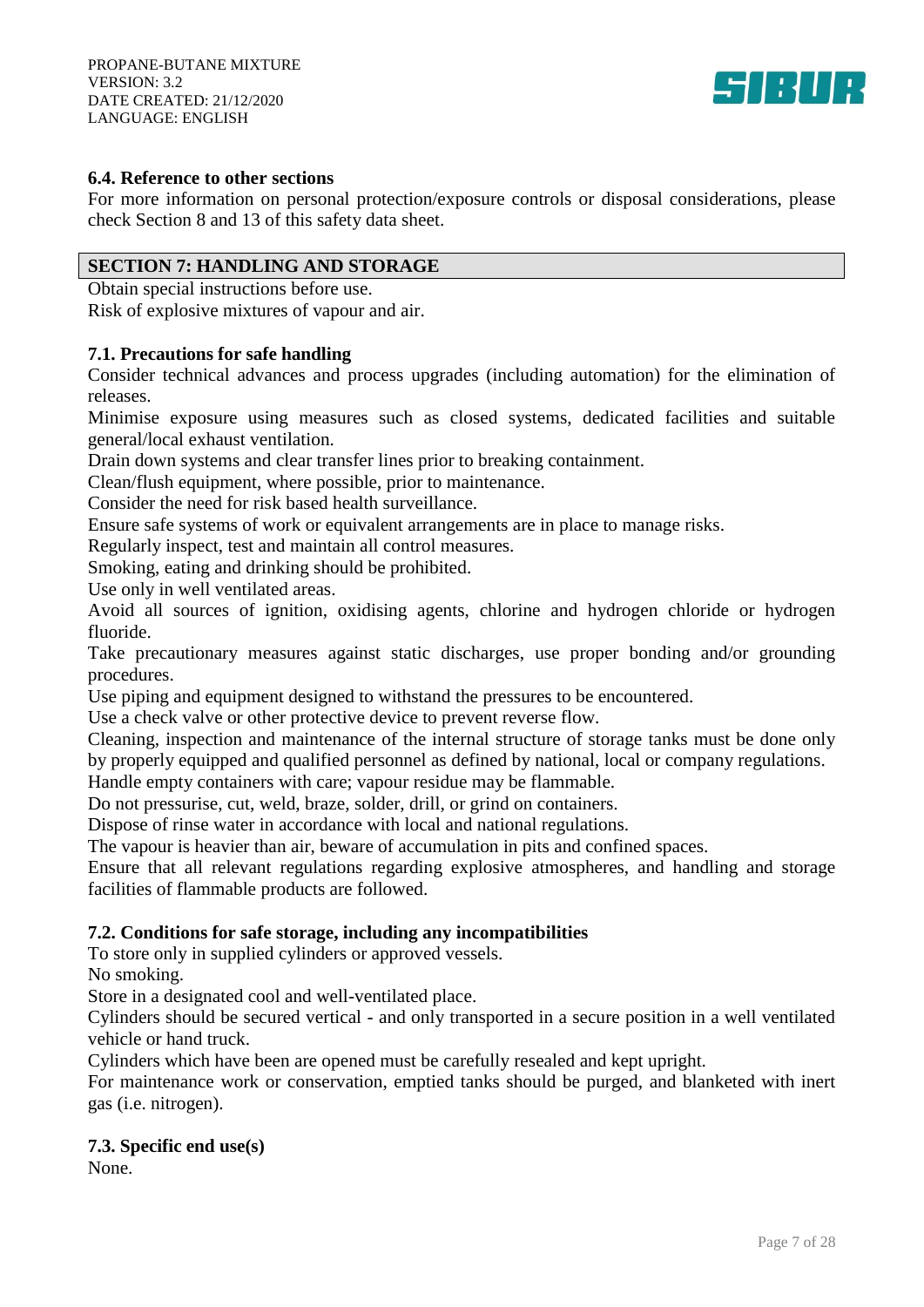### 6.4. Reference to other sections

For more information on personal protection/exposure controls or disposal considerations, please check Section 8 and 13 of this safety data sheet.

## SECTION 7: HANDLING AND STORAGE

Obtain special instructions before use.
Risk of explosive mixtures of vapour and air.

### 7.1. Precautions for safe handling

Consider technical advances and process upgrades (including automation) for the elimination of releases.
Minimise exposure using measures such as closed systems, dedicated facilities and suitable general/local exhaust ventilation.
Drain down systems and clear transfer lines prior to breaking containment.
Clean/flush equipment, where possible, prior to maintenance.
Consider the need for risk based health surveillance.
Ensure safe systems of work or equivalent arrangements are in place to manage risks.
Regularly inspect, test and maintain all control measures.
Smoking, eating and drinking should be prohibited.
Use only in well ventilated areas.
Avoid all sources of ignition, oxidising agents, chlorine and hydrogen chloride or hydrogen fluoride.
Take precautionary measures against static discharges, use proper bonding and/or grounding procedures.
Use piping and equipment designed to withstand the pressures to be encountered.
Use a check valve or other protective device to prevent reverse flow.
Cleaning, inspection and maintenance of the internal structure of storage tanks must be done only by properly equipped and qualified personnel as defined by national, local or company regulations.
Handle empty containers with care; vapour residue may be flammable.
Do not pressurise, cut, weld, braze, solder, drill, or grind on containers.
Dispose of rinse water in accordance with local and national regulations.
The vapour is heavier than air, beware of accumulation in pits and confined spaces.
Ensure that all relevant regulations regarding explosive atmospheres, and handling and storage facilities of flammable products are followed.

### 7.2. Conditions for safe storage, including any incompatibilities

To store only in supplied cylinders or approved vessels.
No smoking.
Store in a designated cool and well-ventilated place.
Cylinders should be secured vertical - and only transported in a secure position in a well ventilated vehicle or hand truck.
Cylinders which have been are opened must be carefully resealed and kept upright.
For maintenance work or conservation, emptied tanks should be purged, and blanketed with inert gas (i.e. nitrogen).

### 7.3. Specific end use(s)

None.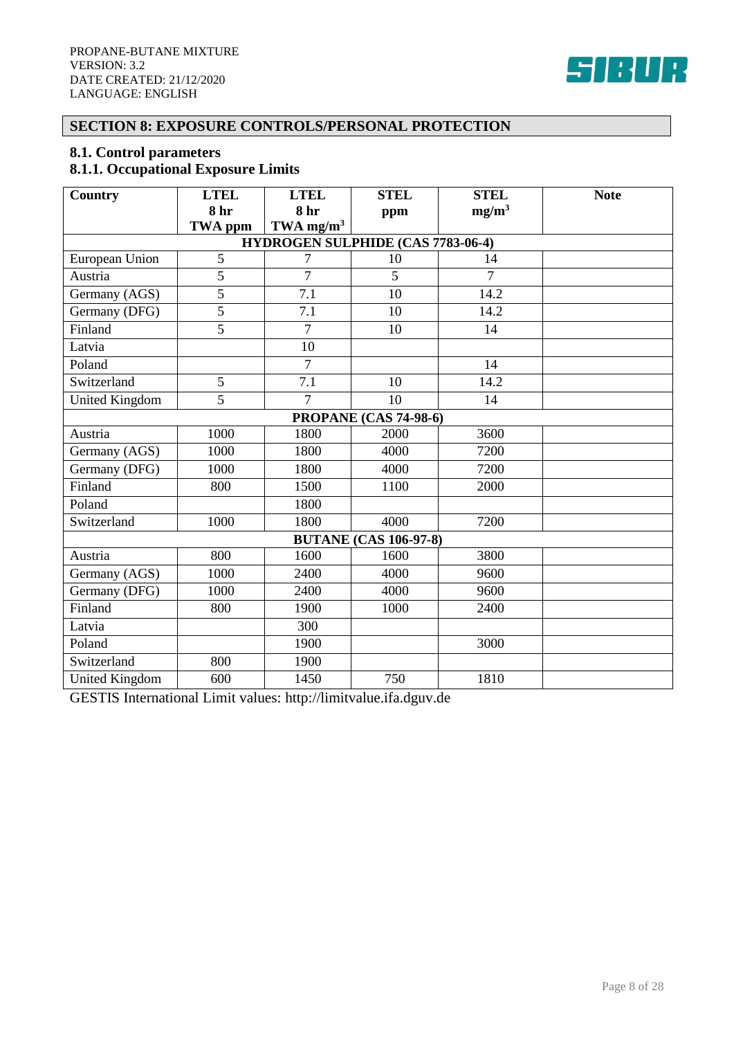## SECTION 8: EXPOSURE CONTROLS/PERSONAL PROTECTION

### 8.1. Control parameters

### 8.1.1. Occupational Exposure Limits

| Country | LTEL 8 hr TWA ppm | LTEL 8 hr TWA $mg/m^3$ | STEL ppm | STEL $mg/m^3$ | Note |
|---|---|---|---|---|---|
| **HYDROGEN SULPHIDE (CAS 7783-06-4)** | | | | | |
| European Union | 5 | 7 | 10 | 14 | |
| Austria | 5 | 7 | 5 | 7 | |
| Germany (AGS) | 5 | 7.1 | 10 | 14.2 | |
| Germany (DFG) | 5 | 7.1 | 10 | 14.2 | |
| Finland | 5 | 7 | 10 | 14 | |
| Latvia | | 10 | | | |
| Poland | | 7 | | 14 | |
| Switzerland | 5 | 7.1 | 10 | 14.2 | |
| United Kingdom | 5 | 7 | 10 | 14 | |
| **PROPANE (CAS 74-98-6)** | | | | | |
| Austria | 1000 | 1800 | 2000 | 3600 | |
| Germany (AGS) | 1000 | 1800 | 4000 | 7200 | |
| Germany (DFG) | 1000 | 1800 | 4000 | 7200 | |
| Finland | 800 | 1500 | 1100 | 2000 | |
| Poland | | 1800 | | | |
| Switzerland | 1000 | 1800 | 4000 | 7200 | |
| **BUTANE (CAS 106-97-8)** | | | | | |
| Austria | 800 | 1600 | 1600 | 3800 | |
| Germany (AGS) | 1000 | 2400 | 4000 | 9600 | |
| Germany (DFG) | 1000 | 2400 | 4000 | 9600 | |
| Finland | 800 | 1900 | 1000 | 2400 | |
| Latvia | | 300 | | | |
| Poland | | 1900 | | 3000 | |
| Switzerland | 800 | 1900 | | | |
| United Kingdom | 600 | 1450 | 750 | 1810 | |

GESTIS International Limit values: http://limitvalue.ifa.dguv.de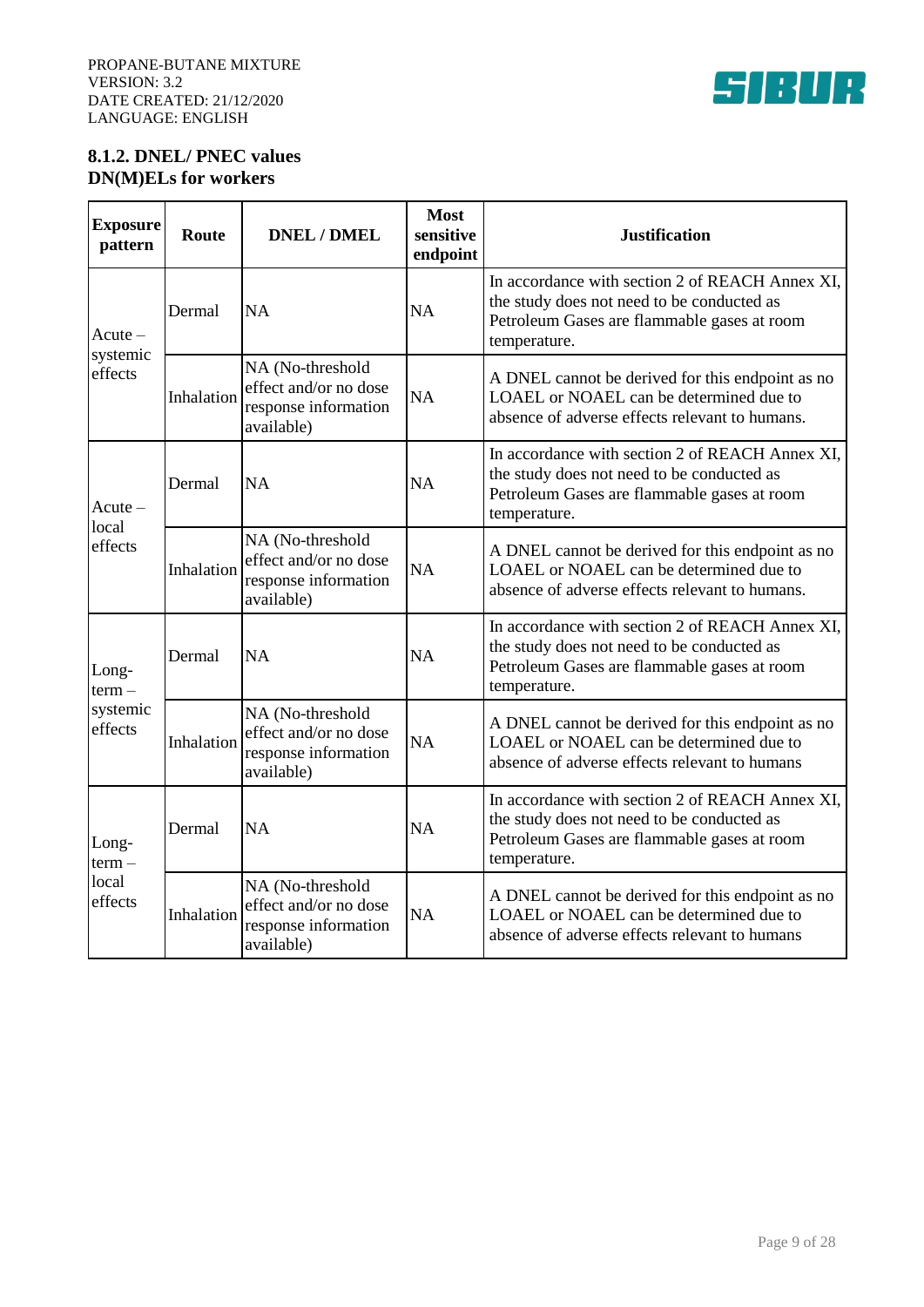### 8.1.2. DNEL/ PNEC values

**DN(M)ELs for workers**

| Exposure pattern | Route | DNEL / DMEL | Most sensitive endpoint | Justification |
|---|---|---|---|---|
| Acute – systemic effects | Dermal | NA | NA | In accordance with section 2 of REACH Annex XI, the study does not need to be conducted as Petroleum Gases are flammable gases at room temperature. |
| | Inhalation | NA (No-threshold effect and/or no dose response information available) | NA | A DNEL cannot be derived for this endpoint as no LOAEL or NOAEL can be determined due to absence of adverse effects relevant to humans. |
| Acute – local effects | Dermal | NA | NA | In accordance with section 2 of REACH Annex XI, the study does not need to be conducted as Petroleum Gases are flammable gases at room temperature. |
| | Inhalation | NA (No-threshold effect and/or no dose response information available) | NA | A DNEL cannot be derived for this endpoint as no LOAEL or NOAEL can be determined due to absence of adverse effects relevant to humans. |
| Long-term – systemic effects | Dermal | NA | NA | In accordance with section 2 of REACH Annex XI, the study does not need to be conducted as Petroleum Gases are flammable gases at room temperature. |
| | Inhalation | NA (No-threshold effect and/or no dose response information available) | NA | A DNEL cannot be derived for this endpoint as no LOAEL or NOAEL can be determined due to absence of adverse effects relevant to humans |
| Long-term – local effects | Dermal | NA | NA | In accordance with section 2 of REACH Annex XI, the study does not need to be conducted as Petroleum Gases are flammable gases at room temperature. |
| | Inhalation | NA (No-threshold effect and/or no dose response information available) | NA | A DNEL cannot be derived for this endpoint as no LOAEL or NOAEL can be determined due to absence of adverse effects relevant to humans |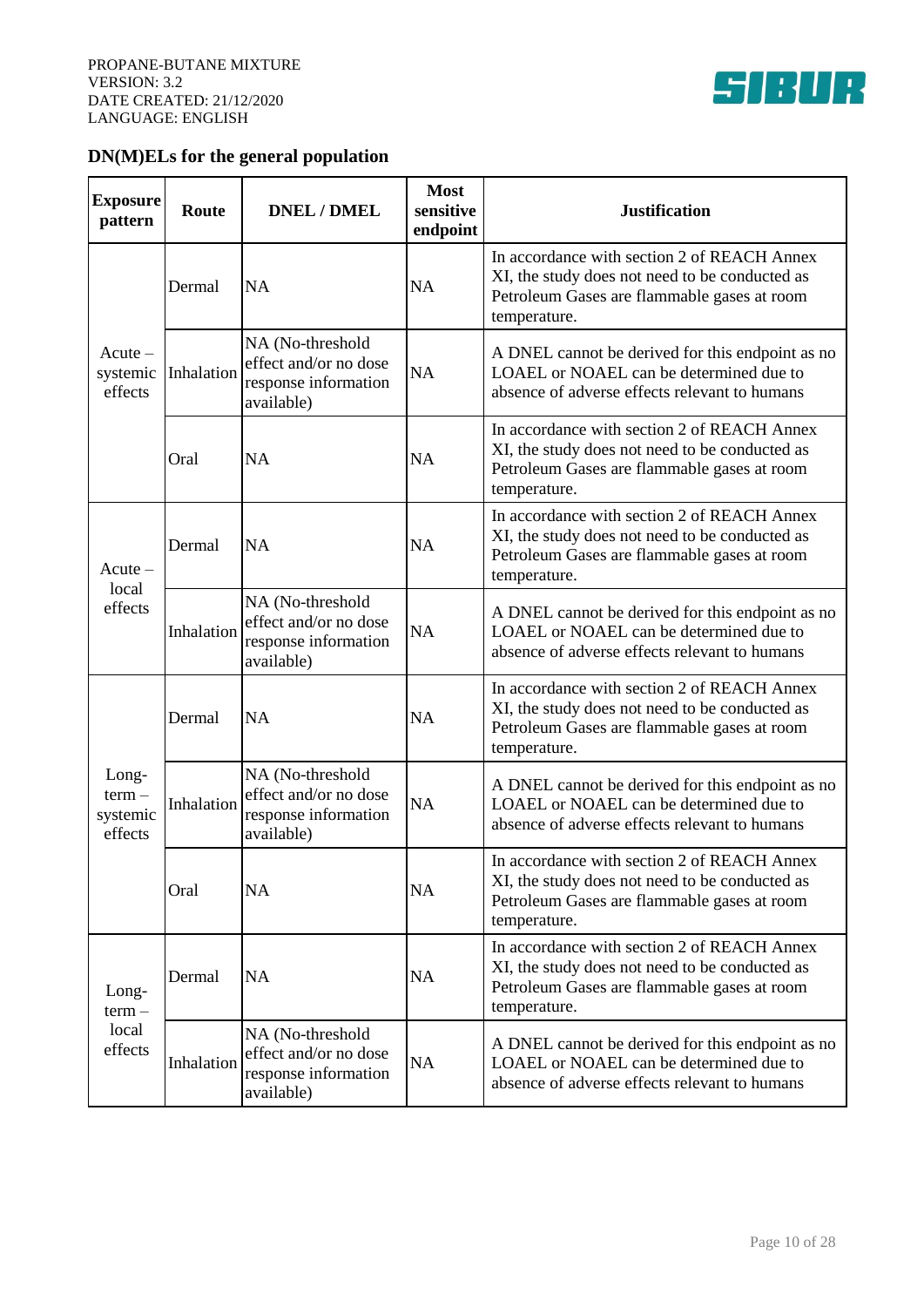## DN(M)ELs for the general population

| Exposure pattern | Route | DNEL / DMEL | Most sensitive endpoint | Justification |
|---|---|---|---|---|
| Acute – systemic effects | Dermal | NA | NA | In accordance with section 2 of REACH Annex XI, the study does not need to be conducted as Petroleum Gases are flammable gases at room temperature. |
| | Inhalation | NA (No-threshold effect and/or no dose response information available) | NA | A DNEL cannot be derived for this endpoint as no LOAEL or NOAEL can be determined due to absence of adverse effects relevant to humans |
| | Oral | NA | NA | In accordance with section 2 of REACH Annex XI, the study does not need to be conducted as Petroleum Gases are flammable gases at room temperature. |
| Acute – local effects | Dermal | NA | NA | In accordance with section 2 of REACH Annex XI, the study does not need to be conducted as Petroleum Gases are flammable gases at room temperature. |
| | Inhalation | NA (No-threshold effect and/or no dose response information available) | NA | A DNEL cannot be derived for this endpoint as no LOAEL or NOAEL can be determined due to absence of adverse effects relevant to humans |
| Long-term – systemic effects | Dermal | NA | NA | In accordance with section 2 of REACH Annex XI, the study does not need to be conducted as Petroleum Gases are flammable gases at room temperature. |
| | Inhalation | NA (No-threshold effect and/or no dose response information available) | NA | A DNEL cannot be derived for this endpoint as no LOAEL or NOAEL can be determined due to absence of adverse effects relevant to humans |
| | Oral | NA | NA | In accordance with section 2 of REACH Annex XI, the study does not need to be conducted as Petroleum Gases are flammable gases at room temperature. |
| Long-term – local effects | Dermal | NA | NA | In accordance with section 2 of REACH Annex XI, the study does not need to be conducted as Petroleum Gases are flammable gases at room temperature. |
| | Inhalation | NA (No-threshold effect and/or no dose response information available) | NA | A DNEL cannot be derived for this endpoint as no LOAEL or NOAEL can be determined due to absence of adverse effects relevant to humans |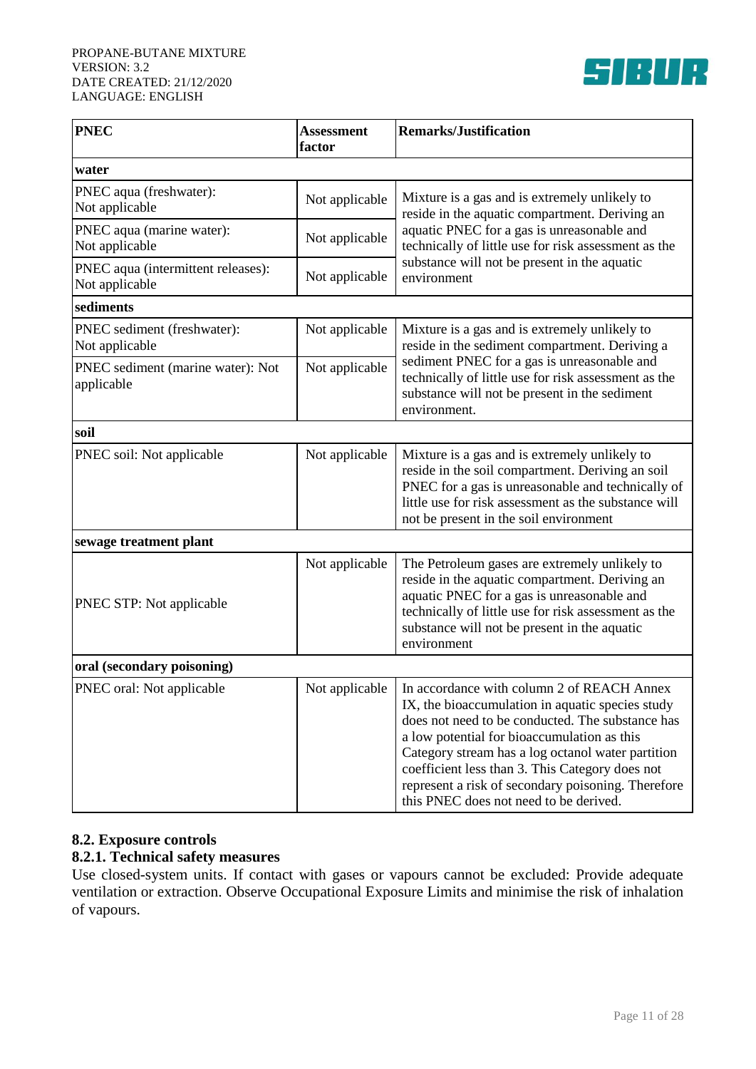| PNEC | Assessment factor | Remarks/Justification |
| --- | --- | --- |
| **water** | | |
| PNEC aqua (freshwater): Not applicable | Not applicable | Mixture is a gas and is extremely unlikely to reside in the aquatic compartment. Deriving an aquatic PNEC for a gas is unreasonable and technically of little use for risk assessment as the substance will not be present in the aquatic environment |
| PNEC aqua (marine water): Not applicable | Not applicable | |
| PNEC aqua (intermittent releases): Not applicable | Not applicable | |
| **sediments** | | |
| PNEC sediment (freshwater): Not applicable | Not applicable | Mixture is a gas and is extremely unlikely to reside in the sediment compartment. Deriving a sediment PNEC for a gas is unreasonable and technically of little use for risk assessment as the substance will not be present in the sediment environment. |
| PNEC sediment (marine water): Not applicable | Not applicable | |
| **soil** | | |
| PNEC soil: Not applicable | Not applicable | Mixture is a gas and is extremely unlikely to reside in the soil compartment. Deriving an soil PNEC for a gas is unreasonable and technically of little use for risk assessment as the substance will not be present in the soil environment |
| **sewage treatment plant** | | |
| PNEC STP: Not applicable | Not applicable | The Petroleum gases are extremely unlikely to reside in the aquatic compartment. Deriving an aquatic PNEC for a gas is unreasonable and technically of little use for risk assessment as the substance will not be present in the aquatic environment |
| **oral (secondary poisoning)** | | |
| PNEC oral: Not applicable | Not applicable | In accordance with column 2 of REACH Annex IX, the bioaccumulation in aquatic species study does not need to be conducted. The substance has a low potential for bioaccumulation as this Category stream has a log octanol water partition coefficient less than 3. This Category does not represent a risk of secondary poisoning. Therefore this PNEC does not need to be derived. |

### 8.2. Exposure controls

#### 8.2.1. Technical safety measures

Use closed-system units. If contact with gases or vapours cannot be excluded: Provide adequate ventilation or extraction. Observe Occupational Exposure Limits and minimise the risk of inhalation of vapours.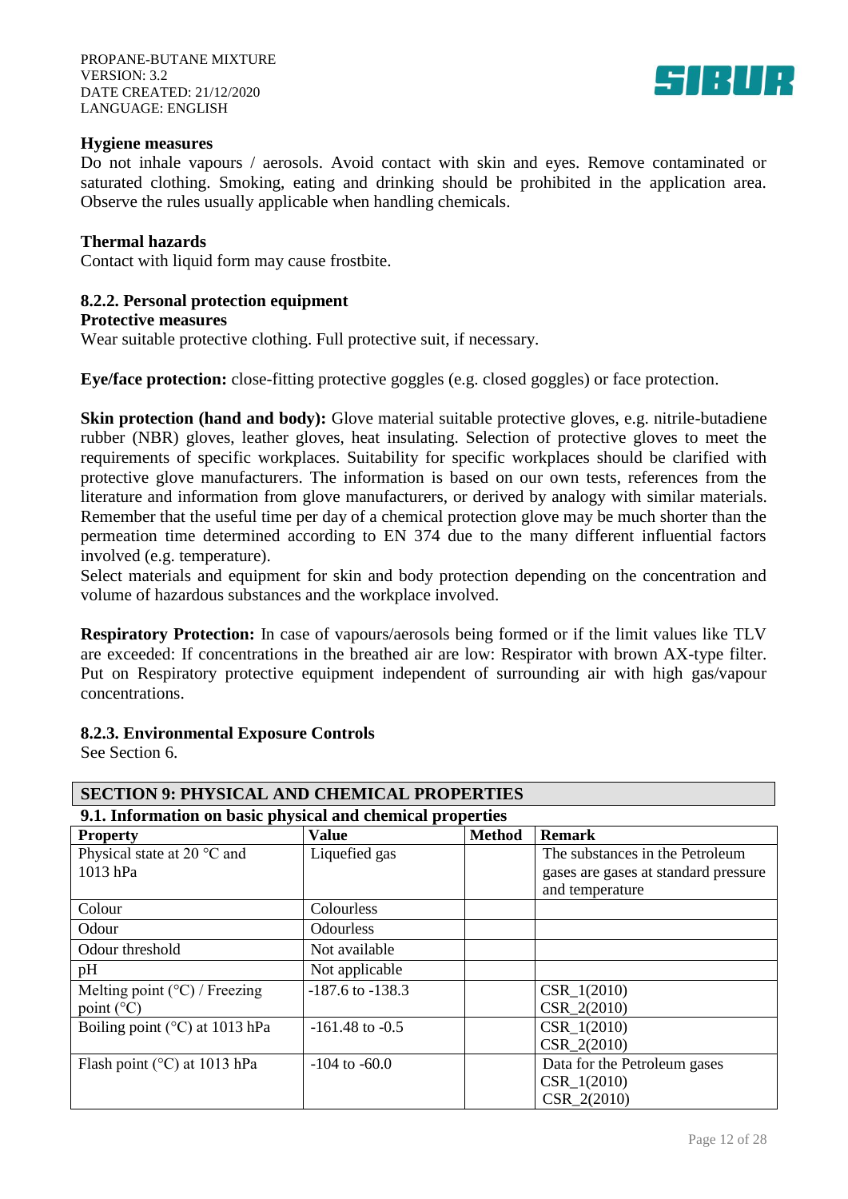**Hygiene measures**

Do not inhale vapours / aerosols. Avoid contact with skin and eyes. Remove contaminated or saturated clothing. Smoking, eating and drinking should be prohibited in the application area. Observe the rules usually applicable when handling chemicals.

**Thermal hazards**

Contact with liquid form may cause frostbite.

### 8.2.2. Personal protection equipment

**Protective measures**

Wear suitable protective clothing. Full protective suit, if necessary.

**Eye/face protection:** close-fitting protective goggles (e.g. closed goggles) or face protection.

**Skin protection (hand and body):** Glove material suitable protective gloves, e.g. nitrile-butadiene rubber (NBR) gloves, leather gloves, heat insulating. Selection of protective gloves to meet the requirements of specific workplaces. Suitability for specific workplaces should be clarified with protective glove manufacturers. The information is based on our own tests, references from the literature and information from glove manufacturers, or derived by analogy with similar materials. Remember that the useful time per day of a chemical protection glove may be much shorter than the permeation time determined according to EN 374 due to the many different influential factors involved (e.g. temperature).

Select materials and equipment for skin and body protection depending on the concentration and volume of hazardous substances and the workplace involved.

**Respiratory Protection:** In case of vapours/aerosols being formed or if the limit values like TLV are exceeded: If concentrations in the breathed air are low: Respirator with brown AX-type filter. Put on Respiratory protective equipment independent of surrounding air with high gas/vapour concentrations.

### 8.2.3. Environmental Exposure Controls

See Section 6.

## SECTION 9: PHYSICAL AND CHEMICAL PROPERTIES

### 9.1. Information on basic physical and chemical properties

| Property | Value | Method | Remark |
|---|---|---|---|
| Physical state at 20 °C and 1013 hPa | Liquefied gas | | The substances in the Petroleum gases are gases at standard pressure and temperature |
| Colour | Colourless | | |
| Odour | Odourless | | |
| Odour threshold | Not available | | |
| pH | Not applicable | | |
| Melting point (°C) / Freezing point (°C) | -187.6 to -138.3 | | CSR_1(2010)<br>CSR_2(2010) |
| Boiling point (°C) at 1013 hPa | -161.48 to -0.5 | | CSR_1(2010)<br>CSR_2(2010) |
| Flash point (°C) at 1013 hPa | -104 to -60.0 | | Data for the Petroleum gases<br>CSR_1(2010)<br>CSR_2(2010) |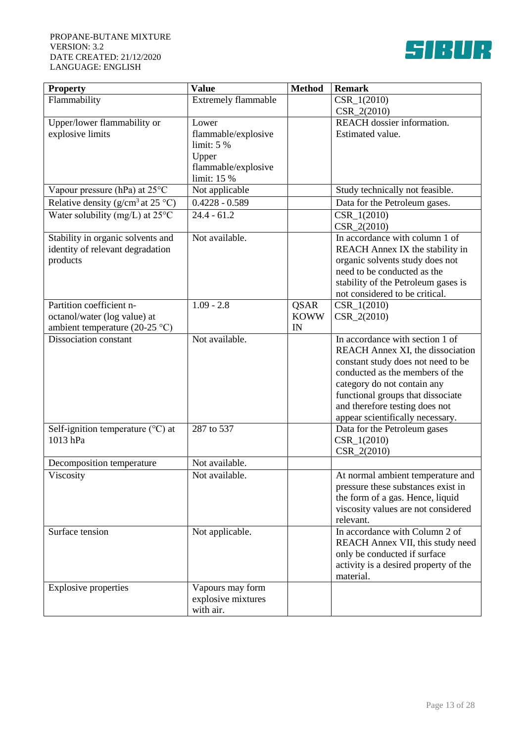| Property | Value | Method | Remark |
|---|---|---|---|
| Flammability | Extremely flammable | | CSR_1(2010) CSR_2(2010) |
| Upper/lower flammability or explosive limits | Lower flammable/explosive limit: 5 % Upper flammable/explosive limit: 15 % | | REACH dossier information. Estimated value. |
| Vapour pressure (hPa) at 25°C | Not applicable | | Study technically not feasible. |
| Relative density (g/cm$^3$ at 25 °C) | 0.4228 - 0.589 | | Data for the Petroleum gases. |
| Water solubility (mg/L) at 25°C | 24.4 - 61.2 | | CSR_1(2010) CSR_2(2010) |
| Stability in organic solvents and identity of relevant degradation products | Not available. | | In accordance with column 1 of REACH Annex IX the stability in organic solvents study does not need to be conducted as the stability of the Petroleum gases is not considered to be critical. |
| Partition coefficient n-octanol/water (log value) at ambient temperature (20-25 °C) | 1.09 - 2.8 | QSAR KOWWIN | CSR_1(2010) CSR_2(2010) |
| Dissociation constant | Not available. | | In accordance with section 1 of REACH Annex XI, the dissociation constant study does not need to be conducted as the members of the category do not contain any functional groups that dissociate and therefore testing does not appear scientifically necessary. |
| Self-ignition temperature (°C) at 1013 hPa | 287 to 537 | | Data for the Petroleum gases CSR_1(2010) CSR_2(2010) |
| Decomposition temperature | Not available. | | |
| Viscosity | Not available. | | At normal ambient temperature and pressure these substances exist in the form of a gas. Hence, liquid viscosity values are not considered relevant. |
| Surface tension | Not applicable. | | In accordance with Column 2 of REACH Annex VII, this study need only be conducted if surface activity is a desired property of the material. |
| Explosive properties | Vapours may form explosive mixtures with air. | | |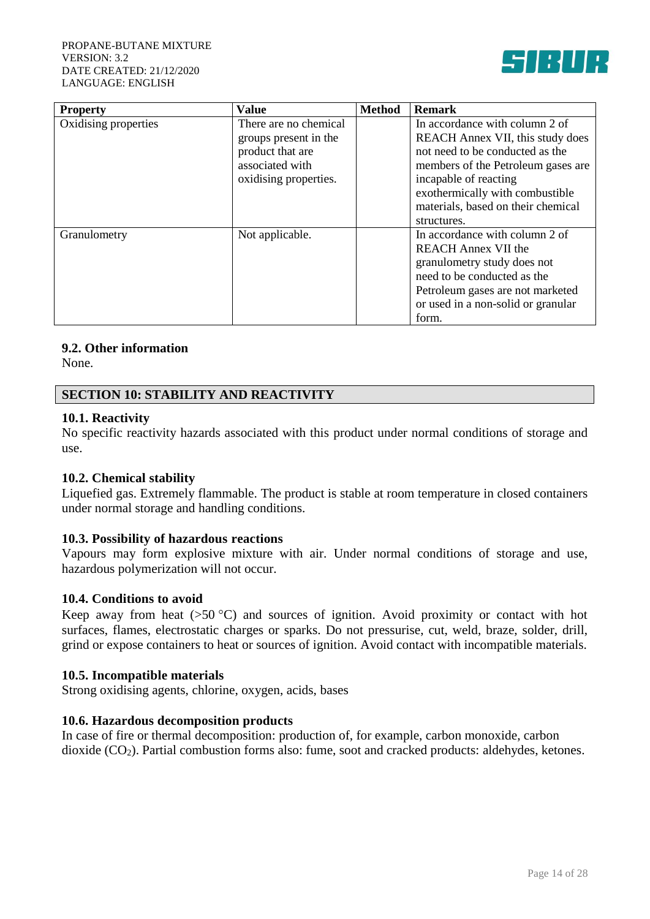| Property | Value | Method | Remark |
|---|---|---|---|
| Oxidising properties | There are no chemical groups present in the product that are associated with oxidising properties. | | In accordance with column 2 of REACH Annex VII, this study does not need to be conducted as the members of the Petroleum gases are incapable of reacting exothermically with combustible materials, based on their chemical structures. |
| Granulometry | Not applicable. | | In accordance with column 2 of REACH Annex VII the granulometry study does not need to be conducted as the Petroleum gases are not marketed or used in a non-solid or granular form. |

### 9.2. Other information

None.

## SECTION 10: STABILITY AND REACTIVITY

### 10.1. Reactivity

No specific reactivity hazards associated with this product under normal conditions of storage and use.

### 10.2. Chemical stability

Liquefied gas. Extremely flammable. The product is stable at room temperature in closed containers under normal storage and handling conditions.

### 10.3. Possibility of hazardous reactions

Vapours may form explosive mixture with air. Under normal conditions of storage and use, hazardous polymerization will not occur.

### 10.4. Conditions to avoid

Keep away from heat (>50 °C) and sources of ignition. Avoid proximity or contact with hot surfaces, flames, electrostatic charges or sparks. Do not pressurise, cut, weld, braze, solder, drill, grind or expose containers to heat or sources of ignition. Avoid contact with incompatible materials.

### 10.5. Incompatible materials

Strong oxidising agents, chlorine, oxygen, acids, bases

### 10.6. Hazardous decomposition products

In case of fire or thermal decomposition: production of, for example, carbon monoxide, carbon dioxide ($CO_2$). Partial combustion forms also: fume, soot and cracked products: aldehydes, ketones.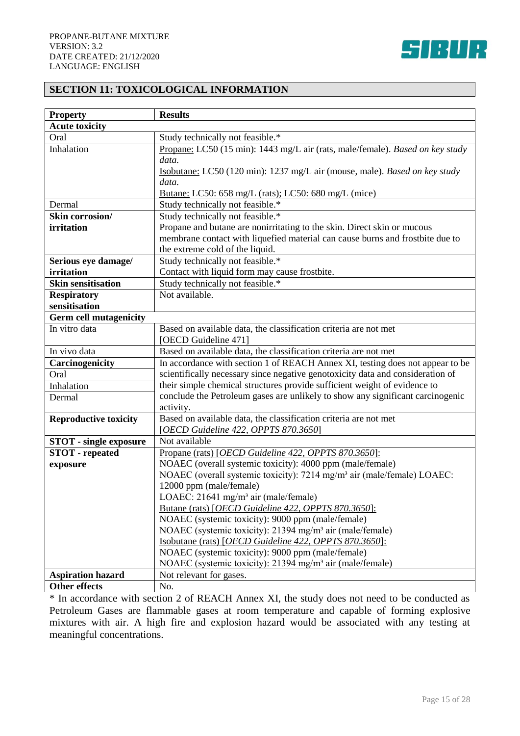## SECTION 11: TOXICOLOGICAL INFORMATION

| Property | Results |
|---|---|
| **Acute toxicity** | |
| Oral | Study technically not feasible.* |
| Inhalation | Propane: LC50 (15 min): 1443 mg/L air (rats, male/female). *Based on key study data.*<br>Isobutane: LC50 (120 min): 1237 mg/L air (mouse, male). *Based on key study data.*<br>Butane: LC50: 658 mg/L (rats); LC50: 680 mg/L (mice) |
| Dermal | Study technically not feasible.* |
| **Skin corrosion/ irritation** | Study technically not feasible.*<br>Propane and butane are nonirritating to the skin. Direct skin or mucous membrane contact with liquefied material can cause burns and frostbite due to the extreme cold of the liquid. |
| **Serious eye damage/ irritation** | Study technically not feasible.*<br>Contact with liquid form may cause frostbite. |
| **Skin sensitisation** | Study technically not feasible.* |
| **Respiratory sensitisation** | Not available. |
| **Germ cell mutagenicity** | |
| In vitro data | Based on available data, the classification criteria are not met [OECD Guideline 471] |
| In vivo data | Based on available data, the classification criteria are not met |
| **Carcinogenicity**<br>Oral<br>Inhalation<br>Dermal | In accordance with section 1 of REACH Annex XI, testing does not appear to be scientifically necessary since negative genotoxicity data and consideration of their simple chemical structures provide sufficient weight of evidence to conclude the Petroleum gases are unlikely to show any significant carcinogenic activity. |
| **Reproductive toxicity** | Based on available data, the classification criteria are not met [*OECD Guideline 422, OPPTS 870.3650*] |
| **STOT - single exposure** | Not available |
| **STOT - repeated exposure** | Propane (rats) [*OECD Guideline 422, OPPTS 870.3650*]:<br>NOAEC (overall systemic toxicity): 4000 ppm (male/female)<br>NOAEC (overall systemic toxicity): 7214 mg/m³ air (male/female) LOAEC: 12000 ppm (male/female)<br>LOAEC: 21641 mg/m³ air (male/female)<br>Butane (rats) [*OECD Guideline 422, OPPTS 870.3650*]:<br>NOAEC (systemic toxicity): 9000 ppm (male/female)<br>NOAEC (systemic toxicity): 21394 mg/m³ air (male/female)<br>Isobutane (rats) [*OECD Guideline 422, OPPTS 870.3650*]:<br>NOAEC (systemic toxicity): 9000 ppm (male/female)<br>NOAEC (systemic toxicity): 21394 mg/m³ air (male/female) |
| **Aspiration hazard** | Not relevant for gases. |
| **Other effects** | No. |

* In accordance with section 2 of REACH Annex XI, the study does not need to be conducted as Petroleum Gases are flammable gases at room temperature and capable of forming explosive mixtures with air. A high fire and explosion hazard would be associated with any testing at meaningful concentrations.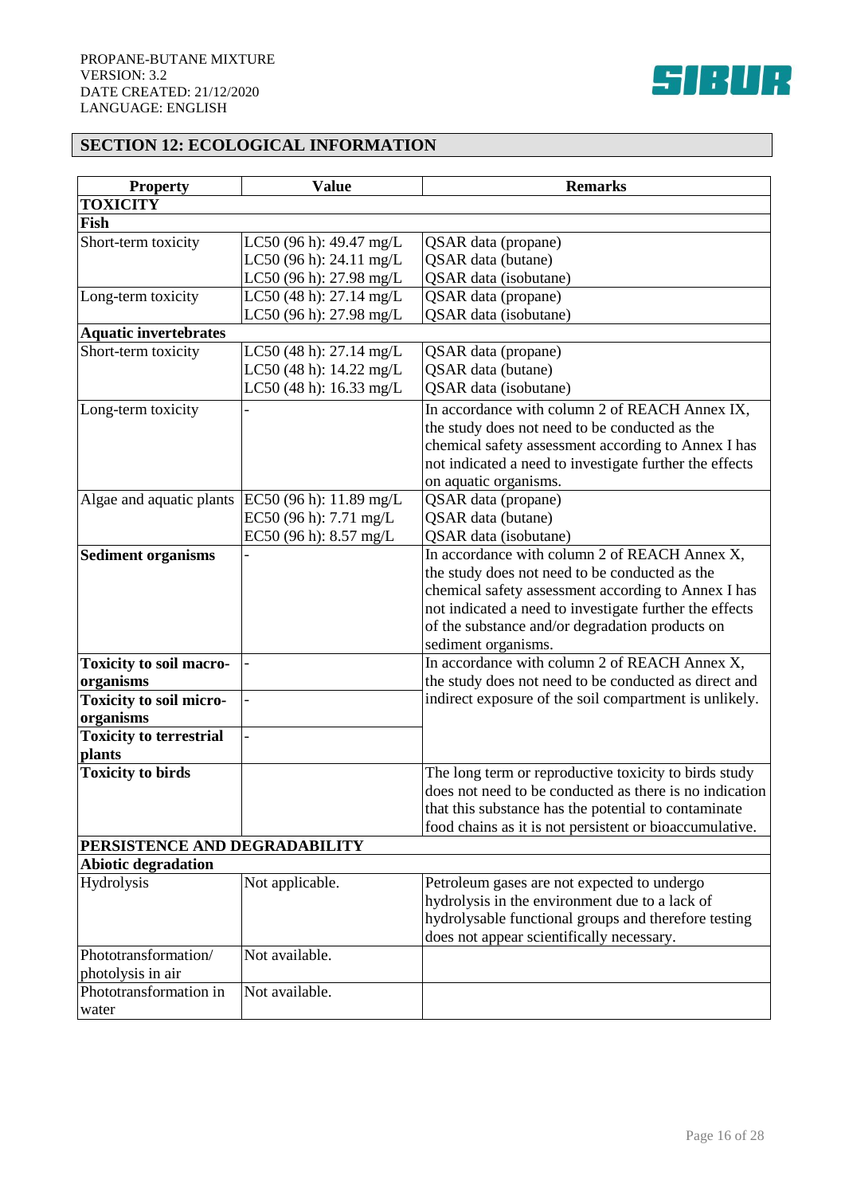## SECTION 12: ECOLOGICAL INFORMATION

| Property | Value | Remarks |
|---|---|---|
| **TOXICITY** | | |
| **Fish** | | |
| Short-term toxicity | LC50 (96 h): 49.47 mg/L<br>LC50 (96 h): 24.11 mg/L<br>LC50 (96 h): 27.98 mg/L | QSAR data (propane)<br>QSAR data (butane)<br>QSAR data (isobutane) |
| Long-term toxicity | LC50 (96 h): 27.14 mg/L<br>LC50 (96 h): 27.98 mg/L | QSAR data (propane)<br>QSAR data (isobutane) |
| **Aquatic invertebrates** | | |
| Short-term toxicity | LC50 (48 h): 27.14 mg/L<br>LC50 (48 h): 14.22 mg/L<br>LC50 (48 h): 16.33 mg/L | QSAR data (propane)<br>QSAR data (butane)<br>QSAR data (isobutane) |
| Long-term toxicity | - | In accordance with column 2 of REACH Annex IX, the study does not need to be conducted as the chemical safety assessment according to Annex I has not indicated a need to investigate further the effects on aquatic organisms. |
| Algae and aquatic plants | EC50 (96 h): 11.89 mg/L<br>EC50 (96 h): 7.71 mg/L<br>EC50 (96 h): 8.57 mg/L | QSAR data (propane)<br>QSAR data (butane)<br>QSAR data (isobutane) |
| **Sediment organisms** | - | In accordance with column 2 of REACH Annex X, the study does not need to be conducted as the chemical safety assessment according to Annex I has not indicated a need to investigate further the effects of the substance and/or degradation products on sediment organisms. |
| **Toxicity to soil macro-organisms** | - | In accordance with column 2 of REACH Annex X, the study does not need to be conducted as direct and indirect exposure of the soil compartment is unlikely. |
| **Toxicity to soil micro-organisms** | - | |
| **Toxicity to terrestrial plants** | - | |
| **Toxicity to birds** | | The long term or reproductive toxicity to birds study does not need to be conducted as there is no indication that this substance has the potential to contaminate food chains as it is not persistent or bioaccumulative. |
| **PERSISTENCE AND DEGRADABILITY** | | |
| **Abiotic degradation** | | |
| Hydrolysis | Not applicable. | Petroleum gases are not expected to undergo hydrolysis in the environment due to a lack of hydrolysable functional groups and therefore testing does not appear scientifically necessary. |
| Phototransformation/ photolysis in air | Not available. | |
| Phototransformation in water | Not available. | |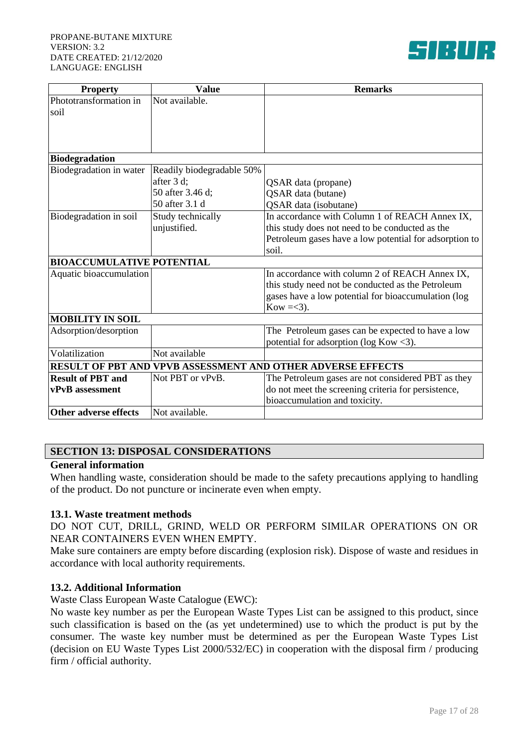| Property | Value | Remarks |
| --- | --- | --- |
| Phototransformation in soil | Not available. | |
| **Biodegradation** | | |
| Biodegradation in water | Readily biodegradable 50% after 3 d;<br>50 after 3.46 d;<br>50 after 3.1 d | QSAR data (propane)<br>QSAR data (butane)<br>QSAR data (isobutane) |
| Biodegradation in soil | Study technically unjustified. | In accordance with Column 1 of REACH Annex IX, this study does not need to be conducted as the Petroleum gases have a low potential for adsorption to soil. |
| **BIOACCUMULATIVE POTENTIAL** | | |
| Aquatic bioaccumulation | | In accordance with column 2 of REACH Annex IX, this study need not be conducted as the Petroleum gases have a low potential for bioaccumulation (log Kow =<3). |
| **MOBILITY IN SOIL** | | |
| Adsorption/desorption | | The Petroleum gases can be expected to have a low potential for adsorption (log Kow <3). |
| Volatilization | Not available | |
| **RESULT OF PBT AND VPVB ASSESSMENT AND OTHER ADVERSE EFFECTS** | | |
| **Result of PBT and vPvB assessment** | Not PBT or vPvB. | The Petroleum gases are not considered PBT as they do not meet the screening criteria for persistence, bioaccumulation and toxicity. |
| **Other adverse effects** | Not available. | |

## SECTION 13: DISPOSAL CONSIDERATIONS

**General information**

When handling waste, consideration should be made to the safety precautions applying to handling of the product. Do not puncture or incinerate even when empty.

### 13.1. Waste treatment methods

DO NOT CUT, DRILL, GRIND, WELD OR PERFORM SIMILAR OPERATIONS ON OR NEAR CONTAINERS EVEN WHEN EMPTY.

Make sure containers are empty before discarding (explosion risk). Dispose of waste and residues in accordance with local authority requirements.

### 13.2. Additional Information

Waste Class European Waste Catalogue (EWC):

No waste key number as per the European Waste Types List can be assigned to this product, since such classification is based on the (as yet undetermined) use to which the product is put by the consumer. The waste key number must be determined as per the European Waste Types List (decision on EU Waste Types List 2000/532/EC) in cooperation with the disposal firm / producing firm / official authority.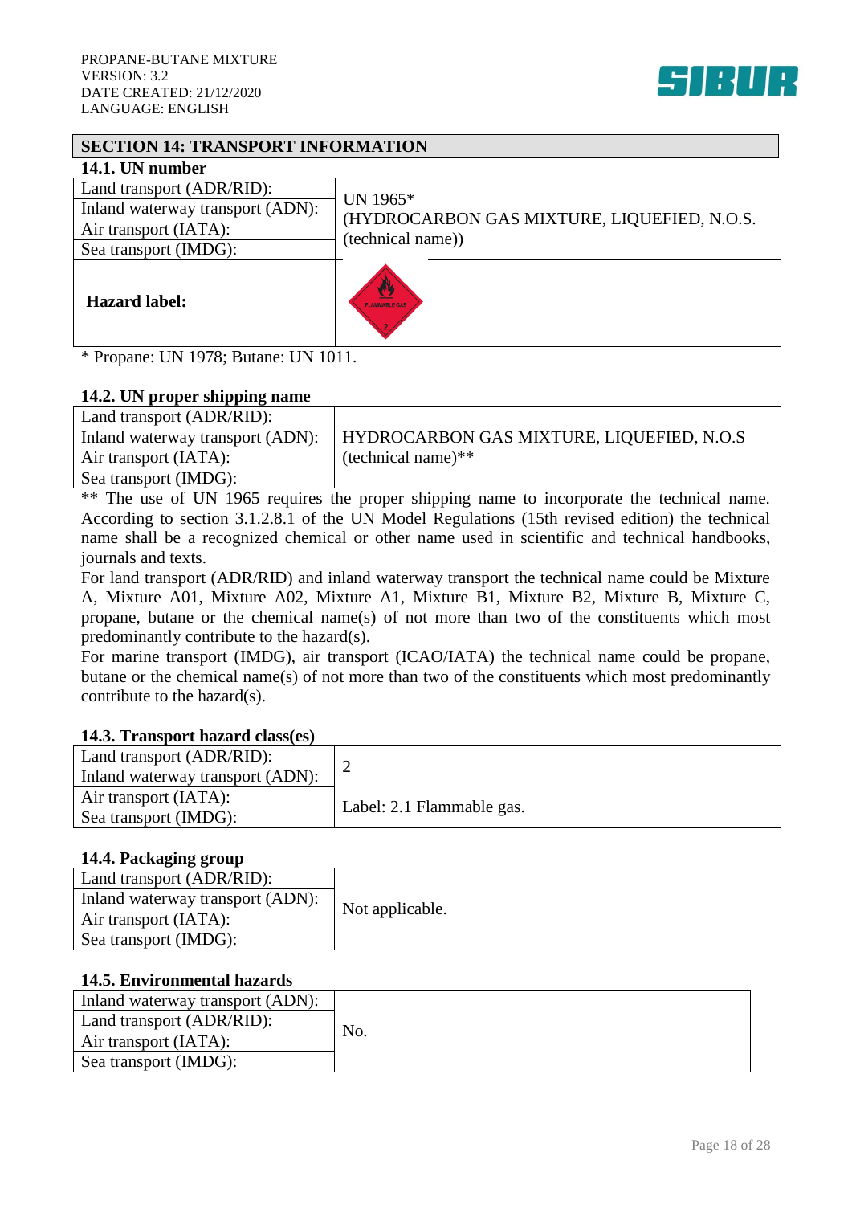## SECTION 14: TRANSPORT INFORMATION

### 14.1. UN number

| | |
|---|---|
| Land transport (ADR/RID): | UN 1965* (HYDROCARBON GAS MIXTURE, LIQUEFIED, N.O.S. (technical name)) |
| Inland waterway transport (ADN): | |
| Air transport (IATA): | |
| Sea transport (IMDG): | |
| **Hazard label:** | FLAMMABLE GAS 2 |

\* Propane: UN 1978; Butane: UN 1011.

### 14.2. UN proper shipping name

| | |
|---|---|
| Land transport (ADR/RID): | HYDROCARBON GAS MIXTURE, LIQUEFIED, N.O.S (technical name)** |
| Inland waterway transport (ADN): | |
| Air transport (IATA): | |
| Sea transport (IMDG): | |

** The use of UN 1965 requires the proper shipping name to incorporate the technical name. According to section 3.1.2.8.1 of the UN Model Regulations (15th revised edition) the technical name shall be a recognized chemical or other name used in scientific and technical handbooks, journals and texts.

For land transport (ADR/RID) and inland waterway transport the technical name could be Mixture A, Mixture A01, Mixture A02, Mixture A1, Mixture B1, Mixture B2, Mixture B, Mixture C, propane, butane or the chemical name(s) of not more than two of the constituents which most predominantly contribute to the hazard(s).

For marine transport (IMDG), air transport (ICAO/IATA) the technical name could be propane, butane or the chemical name(s) of not more than two of the constituents which most predominantly contribute to the hazard(s).

### 14.3. Transport hazard class(es)

| | |
|---|---|
| Land transport (ADR/RID): | 2<br>Label: 2.1 Flammable gas. |
| Inland waterway transport (ADN): | |
| Air transport (IATA): | |
| Sea transport (IMDG): | |

### 14.4. Packaging group

| | |
|---|---|
| Land transport (ADR/RID): | Not applicable. |
| Inland waterway transport (ADN): | |
| Air transport (IATA): | |
| Sea transport (IMDG): | |

### 14.5. Environmental hazards

| | |
|---|---|
| Inland waterway transport (ADN): | No. |
| Land transport (ADR/RID): | |
| Air transport (IATA): | |
| Sea transport (IMDG): | |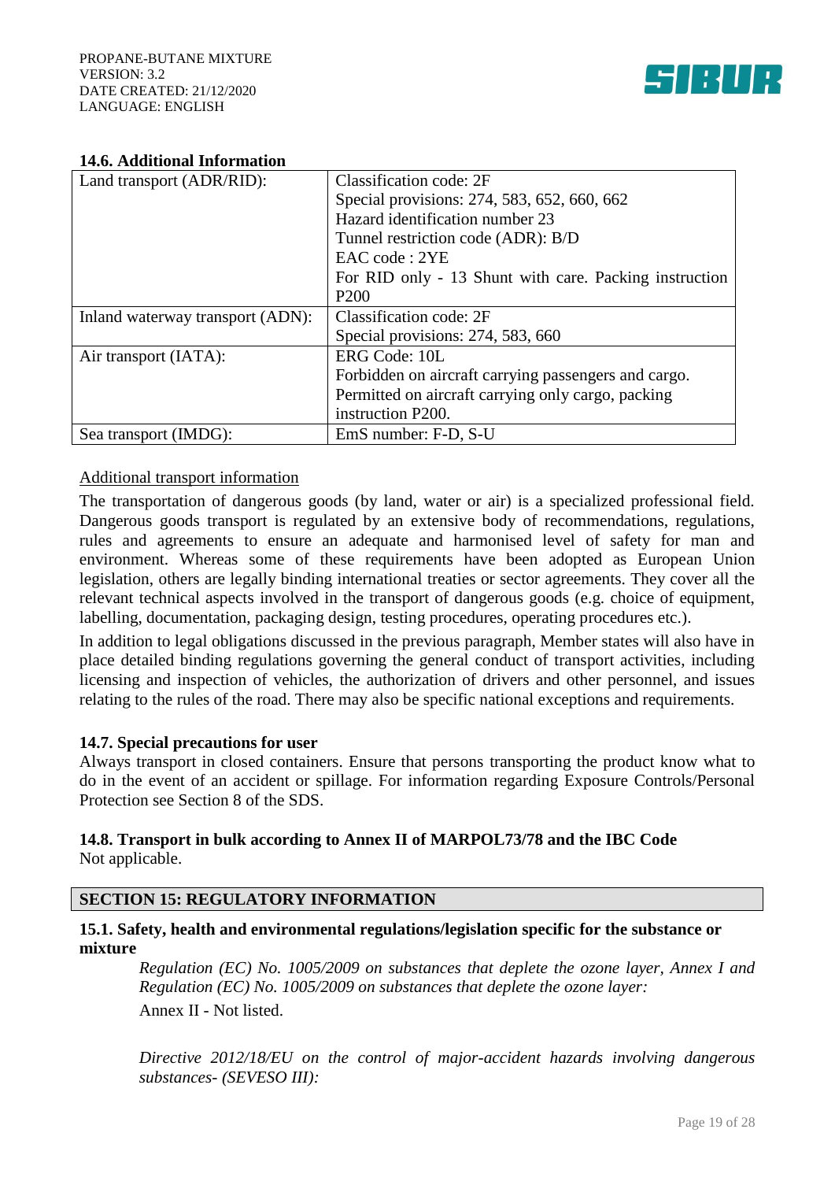### 14.6. Additional Information

| Land transport (ADR/RID): | Classification code: 2F<br>Special provisions: 274, 583, 652, 660, 662<br>Hazard identification number 23<br>Tunnel restriction code (ADR): B/D<br>EAC code : 2YE<br>For RID only - 13 Shunt with care. Packing instruction P200 |
|---|---|
| Inland waterway transport (ADN): | Classification code: 2F<br>Special provisions: 274, 583, 660 |
| Air transport (IATA): | ERG Code: 10L<br>Forbidden on aircraft carrying passengers and cargo.<br>Permitted on aircraft carrying only cargo, packing instruction P200. |
| Sea transport (IMDG): | EmS number: F-D, S-U |

Additional transport information

The transportation of dangerous goods (by land, water or air) is a specialized professional field. Dangerous goods transport is regulated by an extensive body of recommendations, regulations, rules and agreements to ensure an adequate and harmonised level of safety for man and environment. Whereas some of these requirements have been adopted as European Union legislation, others are legally binding international treaties or sector agreements. They cover all the relevant technical aspects involved in the transport of dangerous goods (e.g. choice of equipment, labelling, documentation, packaging design, testing procedures, operating procedures etc.).

In addition to legal obligations discussed in the previous paragraph, Member states will also have in place detailed binding regulations governing the general conduct of transport activities, including licensing and inspection of vehicles, the authorization of drivers and other personnel, and issues relating to the rules of the road. There may also be specific national exceptions and requirements.

### 14.7. Special precautions for user

Always transport in closed containers. Ensure that persons transporting the product know what to do in the event of an accident or spillage. For information regarding Exposure Controls/Personal Protection see Section 8 of the SDS.

### 14.8. Transport in bulk according to Annex II of MARPOL73/78 and the IBC Code

Not applicable.

## SECTION 15: REGULATORY INFORMATION

### 15.1. Safety, health and environmental regulations/legislation specific for the substance or mixture

*Regulation (EC) No. 1005/2009 on substances that deplete the ozone layer, Annex I and Regulation (EC) No. 1005/2009 on substances that deplete the ozone layer:*

Annex II - Not listed.

*Directive 2012/18/EU on the control of major-accident hazards involving dangerous substances- (SEVESO III):*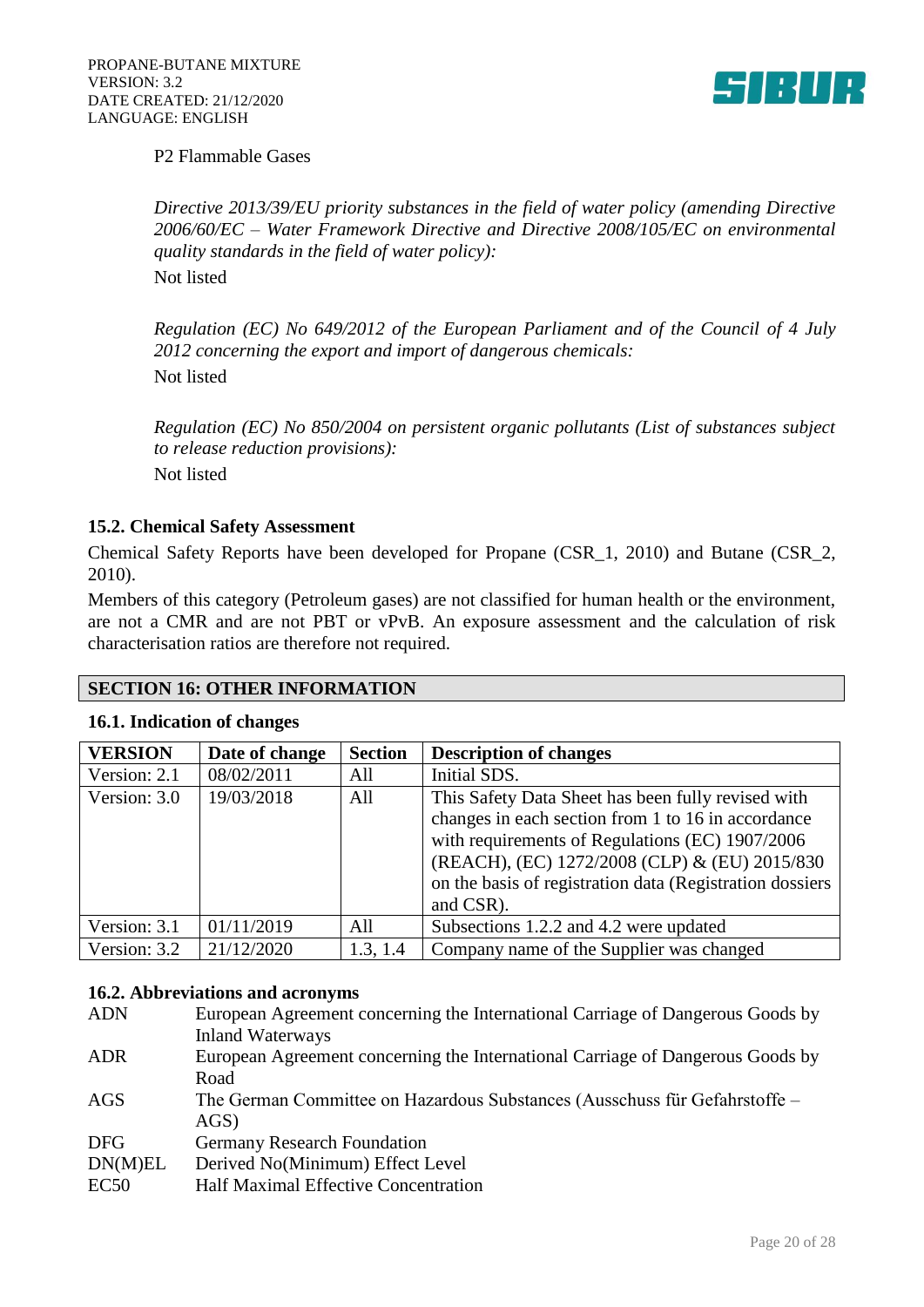P2 Flammable Gases

*Directive 2013/39/EU priority substances in the field of water policy (amending Directive 2006/60/EC – Water Framework Directive and Directive 2008/105/EC on environmental quality standards in the field of water policy):*

Not listed

*Regulation (EC) No 649/2012 of the European Parliament and of the Council of 4 July 2012 concerning the export and import of dangerous chemicals:*

Not listed

*Regulation (EC) No 850/2004 on persistent organic pollutants (List of substances subject to release reduction provisions):*

Not listed

### 15.2. Chemical Safety Assessment

Chemical Safety Reports have been developed for Propane (CSR_1, 2010) and Butane (CSR_2, 2010).

Members of this category (Petroleum gases) are not classified for human health or the environment, are not a CMR and are not PBT or vPvB. An exposure assessment and the calculation of risk characterisation ratios are therefore not required.

## SECTION 16: OTHER INFORMATION

### 16.1. Indication of changes

| VERSION | Date of change | Section | Description of changes |
|---|---|---|---|
| Version: 2.1 | 08/02/2011 | All | Initial SDS. |
| Version: 3.0 | 19/03/2018 | All | This Safety Data Sheet has been fully revised with changes in each section from 1 to 16 in accordance with requirements of Regulations (EC) 1907/2006 (REACH), (EC) 1272/2008 (CLP) & (EU) 2015/830 on the basis of registration data (Registration dossiers and CSR). |
| Version: 3.1 | 01/11/2019 | All | Subsections 1.2.2 and 4.2 were updated |
| Version: 3.2 | 21/12/2020 | 1.3, 1.4 | Company name of the Supplier was changed |

### 16.2. Abbreviations and acronyms

| | |
|---|---|
| ADN | European Agreement concerning the International Carriage of Dangerous Goods by Inland Waterways |
| ADR | European Agreement concerning the International Carriage of Dangerous Goods by Road |
| AGS | The German Committee on Hazardous Substances (Ausschuss für Gefahrstoffe – AGS) |
| DFG | Germany Research Foundation |
| DN(M)EL | Derived No(Minimum) Effect Level |
| EC50 | Half Maximal Effective Concentration |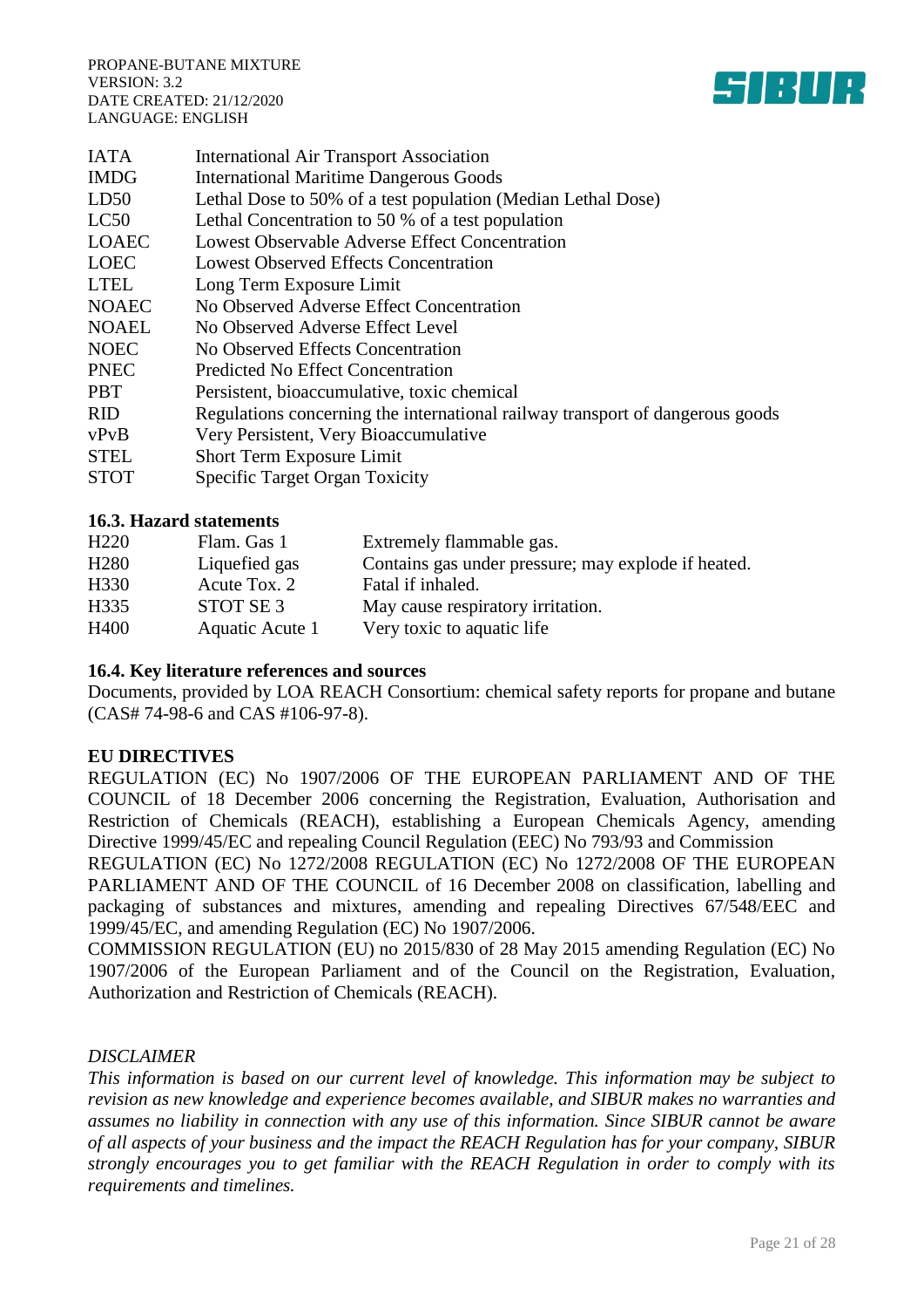| | |
|---|---|
| IATA | International Air Transport Association |
| IMDG | International Maritime Dangerous Goods |
| LD50 | Lethal Dose to 50% of a test population (Median Lethal Dose) |
| LC50 | Lethal Concentration to 50 % of a test population |
| LOAEC | Lowest Observable Adverse Effect Concentration |
| LOEC | Lowest Observed Effects Concentration |
| LTEL | Long Term Exposure Limit |
| NOAEC | No Observed Adverse Effect Concentration |
| NOAEL | No Observed Adverse Effect Level |
| NOEC | No Observed Effects Concentration |
| PNEC | Predicted No Effect Concentration |
| PBT | Persistent, bioaccumulative, toxic chemical |
| RID | Regulations concerning the international railway transport of dangerous goods |
| vPvB | Very Persistent, Very Bioaccumulative |
| STEL | Short Term Exposure Limit |
| STOT | Specific Target Organ Toxicity |

### 16.3. Hazard statements

| | | |
|---|---|---|
| H220 | Flam. Gas 1 | Extremely flammable gas. |
| H280 | Liquefied gas | Contains gas under pressure; may explode if heated. |
| H330 | Acute Tox. 2 | Fatal if inhaled. |
| H335 | STOT SE 3 | May cause respiratory irritation. |
| H400 | Aquatic Acute 1 | Very toxic to aquatic life |

### 16.4. Key literature references and sources

Documents, provided by LOA REACH Consortium: chemical safety reports for propane and butane (CAS# 74-98-6 and CAS #106-97-8).

**EU DIRECTIVES**

REGULATION (EC) No 1907/2006 OF THE EUROPEAN PARLIAMENT AND OF THE COUNCIL of 18 December 2006 concerning the Registration, Evaluation, Authorisation and Restriction of Chemicals (REACH), establishing a European Chemicals Agency, amending Directive 1999/45/EC and repealing Council Regulation (EEC) No 793/93 and Commission

REGULATION (EC) No 1272/2008 REGULATION (EC) No 1272/2008 OF THE EUROPEAN PARLIAMENT AND OF THE COUNCIL of 16 December 2008 on classification, labelling and packaging of substances and mixtures, amending and repealing Directives 67/548/EEC and 1999/45/EC, and amending Regulation (EC) No 1907/2006.

COMMISSION REGULATION (EU) no 2015/830 of 28 May 2015 amending Regulation (EC) No 1907/2006 of the European Parliament and of the Council on the Registration, Evaluation, Authorization and Restriction of Chemicals (REACH).

*DISCLAIMER*

*This information is based on our current level of knowledge. This information may be subject to revision as new knowledge and experience becomes available, and SIBUR makes no warranties and assumes no liability in connection with any use of this information. Since SIBUR cannot be aware of all aspects of your business and the impact the REACH Regulation has for your company, SIBUR strongly encourages you to get familiar with the REACH Regulation in order to comply with its requirements and timelines.*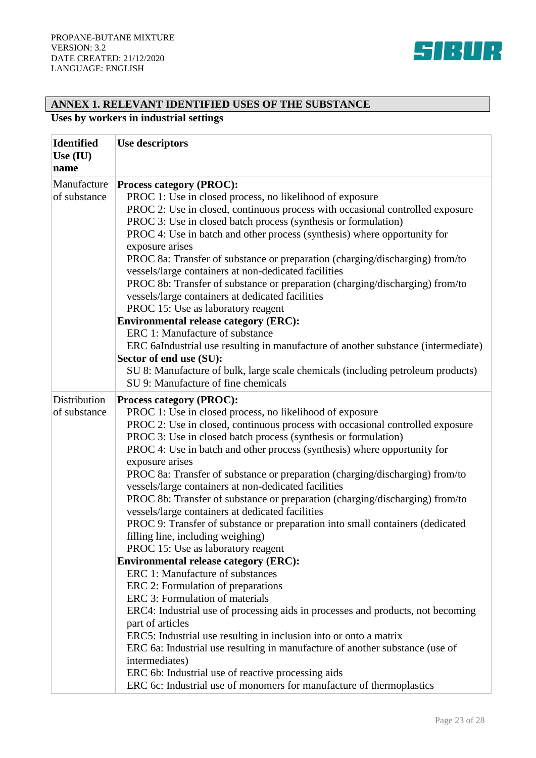## ANNEX 1. RELEVANT IDENTIFIED USES OF THE SUBSTANCE

**Uses by workers in industrial settings**

| **Identified Use (IU) name** | **Use descriptors** |
|---|---|
| Manufacture of substance | **Process category (PROC):**<br>PROC 1: Use in closed process, no likelihood of exposure<br>PROC 2: Use in closed, continuous process with occasional controlled exposure<br>PROC 3: Use in closed batch process (synthesis or formulation)<br>PROC 4: Use in batch and other process (synthesis) where opportunity for exposure arises<br>PROC 8a: Transfer of substance or preparation (charging/discharging) from/to vessels/large containers at non-dedicated facilities<br>PROC 8b: Transfer of substance or preparation (charging/discharging) from/to vessels/large containers at dedicated facilities<br>PROC 15: Use as laboratory reagent<br>**Environmental release category (ERC):**<br>ERC 1: Manufacture of substance<br>ERC 6aIndustrial use resulting in manufacture of another substance (intermediate)<br>**Sector of end use (SU):**<br>SU 8: Manufacture of bulk, large scale chemicals (including petroleum products)<br>SU 9: Manufacture of fine chemicals |
| Distribution of substance | **Process category (PROC):**<br>PROC 1: Use in closed process, no likelihood of exposure<br>PROC 2: Use in closed, continuous process with occasional controlled exposure<br>PROC 3: Use in closed batch process (synthesis or formulation)<br>PROC 4: Use in batch and other process (synthesis) where opportunity for exposure arises<br>PROC 8a: Transfer of substance or preparation (charging/discharging) from/to vessels/large containers at non-dedicated facilities<br>PROC 8b: Transfer of substance or preparation (charging/discharging) from/to vessels/large containers at dedicated facilities<br>PROC 9: Transfer of substance or preparation into small containers (dedicated filling line, including weighing)<br>PROC 15: Use as laboratory reagent<br>**Environmental release category (ERC):**<br>ERC 1: Manufacture of substances<br>ERC 2: Formulation of preparations<br>ERC 3: Formulation of materials<br>ERC4: Industrial use of processing aids in processes and products, not becoming part of articles<br>ERC5: Industrial use resulting in inclusion into or onto a matrix<br>ERC 6a: Industrial use resulting in manufacture of another substance (use of intermediates)<br>ERC 6b: Industrial use of reactive processing aids<br>ERC 6c: Industrial use of monomers for manufacture of thermoplastics |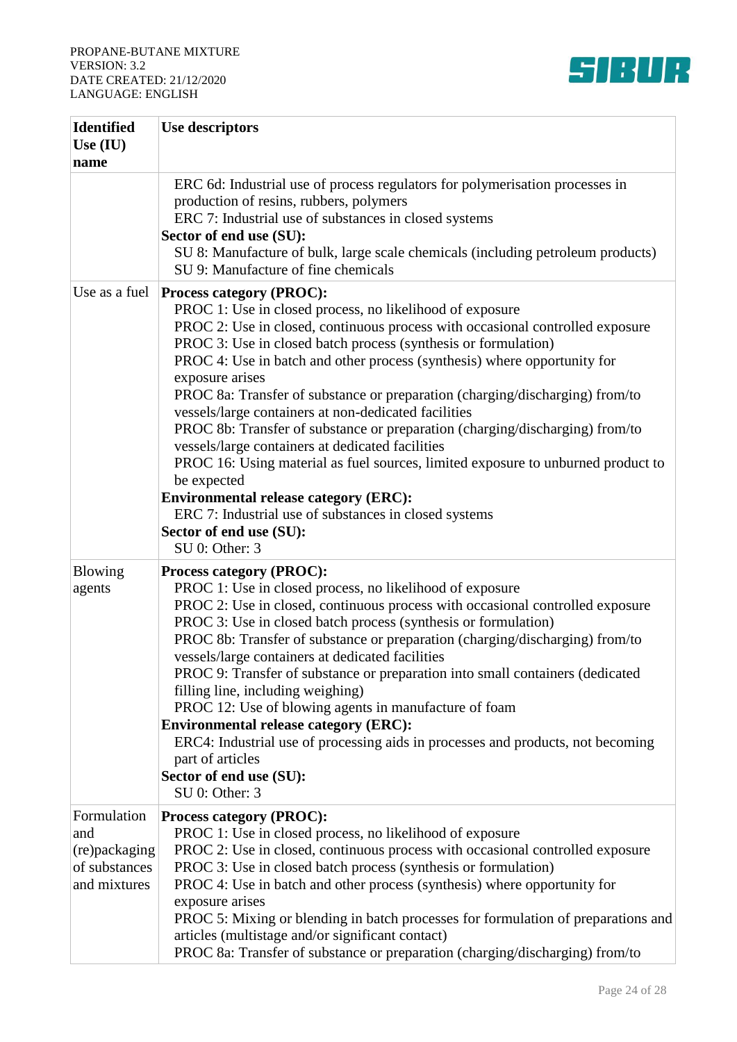| Identified Use (IU) name | Use descriptors |
|---|---|
| | ERC 6d: Industrial use of process regulators for polymerisation processes in production of resins, rubbers, polymers<br>ERC 7: Industrial use of substances in closed systems<br>**Sector of end use (SU):**<br>SU 8: Manufacture of bulk, large scale chemicals (including petroleum products)<br>SU 9: Manufacture of fine chemicals |
| Use as a fuel | **Process category (PROC):**<br>PROC 1: Use in closed process, no likelihood of exposure<br>PROC 2: Use in closed, continuous process with occasional controlled exposure<br>PROC 3: Use in closed batch process (synthesis or formulation)<br>PROC 4: Use in batch and other process (synthesis) where opportunity for exposure arises<br>PROC 8a: Transfer of substance or preparation (charging/discharging) from/to vessels/large containers at non-dedicated facilities<br>PROC 8b: Transfer of substance or preparation (charging/discharging) from/to vessels/large containers at dedicated facilities<br>PROC 16: Using material as fuel sources, limited exposure to unburned product to be expected<br>**Environmental release category (ERC):**<br>ERC 7: Industrial use of substances in closed systems<br>**Sector of end use (SU):**<br>SU 0: Other: 3 |
| Blowing agents | **Process category (PROC):**<br>PROC 1: Use in closed process, no likelihood of exposure<br>PROC 2: Use in closed, continuous process with occasional controlled exposure<br>PROC 3: Use in closed batch process (synthesis or formulation)<br>PROC 8b: Transfer of substance or preparation (charging/discharging) from/to vessels/large containers at dedicated facilities<br>PROC 9: Transfer of substance or preparation into small containers (dedicated filling line, including weighing)<br>PROC 12: Use of blowing agents in manufacture of foam<br>**Environmental release category (ERC):**<br>ERC4: Industrial use of processing aids in processes and products, not becoming part of articles<br>**Sector of end use (SU):**<br>SU 0: Other: 3 |
| Formulation and (re)packaging of substances and mixtures | **Process category (PROC):**<br>PROC 1: Use in closed process, no likelihood of exposure<br>PROC 2: Use in closed, continuous process with occasional controlled exposure<br>PROC 3: Use in closed batch process (synthesis or formulation)<br>PROC 4: Use in batch and other process (synthesis) where opportunity for exposure arises<br>PROC 5: Mixing or blending in batch processes for formulation of preparations and articles (multistage and/or significant contact)<br>PROC 8a: Transfer of substance or preparation (charging/discharging) from/to |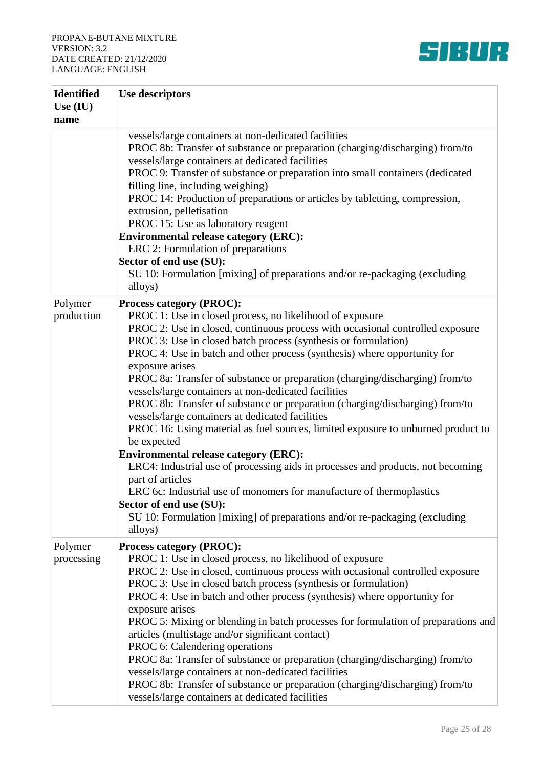| Identified Use (IU) name | Use descriptors |
|---|---|
| | vessels/large containers at non-dedicated facilities<br>PROC 8b: Transfer of substance or preparation (charging/discharging) from/to vessels/large containers at dedicated facilities<br>PROC 9: Transfer of substance or preparation into small containers (dedicated filling line, including weighing)<br>PROC 14: Production of preparations or articles by tabletting, compression, extrusion, pelletisation<br>PROC 15: Use as laboratory reagent<br>**Environmental release category (ERC):**<br>ERC 2: Formulation of preparations<br>**Sector of end use (SU):**<br>SU 10: Formulation [mixing] of preparations and/or re-packaging (excluding alloys) |
| Polymer production | **Process category (PROC):**<br>PROC 1: Use in closed process, no likelihood of exposure<br>PROC 2: Use in closed, continuous process with occasional controlled exposure<br>PROC 3: Use in closed batch process (synthesis or formulation)<br>PROC 4: Use in batch and other process (synthesis) where opportunity for exposure arises<br>PROC 8a: Transfer of substance or preparation (charging/discharging) from/to vessels/large containers at non-dedicated facilities<br>PROC 8b: Transfer of substance or preparation (charging/discharging) from/to vessels/large containers at dedicated facilities<br>PROC 16: Using material as fuel sources, limited exposure to unburned product to be expected<br>**Environmental release category (ERC):**<br>ERC4: Industrial use of processing aids in processes and products, not becoming part of articles<br>ERC 6c: Industrial use of monomers for manufacture of thermoplastics<br>**Sector of end use (SU):**<br>SU 10: Formulation [mixing] of preparations and/or re-packaging (excluding alloys) |
| Polymer processing | **Process category (PROC):**<br>PROC 1: Use in closed process, no likelihood of exposure<br>PROC 2: Use in closed, continuous process with occasional controlled exposure<br>PROC 3: Use in closed batch process (synthesis or formulation)<br>PROC 4: Use in batch and other process (synthesis) where opportunity for exposure arises<br>PROC 5: Mixing or blending in batch processes for formulation of preparations and articles (multistage and/or significant contact)<br>PROC 6: Calendering operations<br>PROC 8a: Transfer of substance or preparation (charging/discharging) from/to vessels/large containers at non-dedicated facilities<br>PROC 8b: Transfer of substance or preparation (charging/discharging) from/to vessels/large containers at dedicated facilities |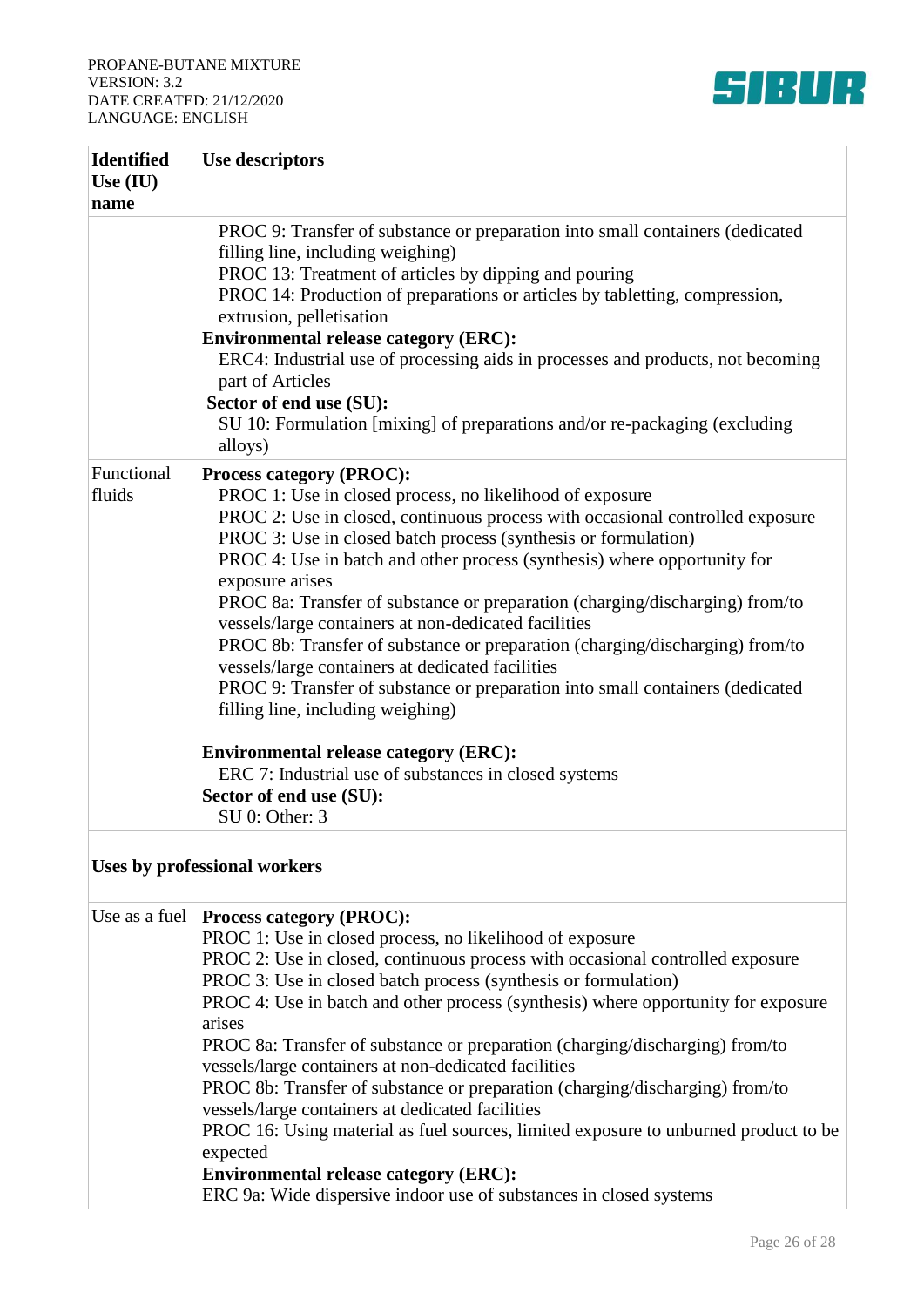| Identified Use (IU) name | Use descriptors |
|---|---|
| | PROC 9: Transfer of substance or preparation into small containers (dedicated filling line, including weighing)<br>PROC 13: Treatment of articles by dipping and pouring<br>PROC 14: Production of preparations or articles by tabletting, compression, extrusion, pelletisation<br>**Environmental release category (ERC):**<br>ERC4: Industrial use of processing aids in processes and products, not becoming part of Articles<br>**Sector of end use (SU):**<br>SU 10: Formulation [mixing] of preparations and/or re-packaging (excluding alloys) |
| Functional fluids | **Process category (PROC):**<br>PROC 1: Use in closed process, no likelihood of exposure<br>PROC 2: Use in closed, continuous process with occasional controlled exposure<br>PROC 3: Use in closed batch process (synthesis or formulation)<br>PROC 4: Use in batch and other process (synthesis) where opportunity for exposure arises<br>PROC 8a: Transfer of substance or preparation (charging/discharging) from/to vessels/large containers at non-dedicated facilities<br>PROC 8b: Transfer of substance or preparation (charging/discharging) from/to vessels/large containers at dedicated facilities<br>PROC 9: Transfer of substance or preparation into small containers (dedicated filling line, including weighing)<br><br>**Environmental release category (ERC):**<br>ERC 7: Industrial use of substances in closed systems<br>**Sector of end use (SU):**<br>SU 0: Other: 3 |
| **Uses by professional workers** | |
| Use as a fuel | **Process category (PROC):**<br>PROC 1: Use in closed process, no likelihood of exposure<br>PROC 2: Use in closed, continuous process with occasional controlled exposure<br>PROC 3: Use in closed batch process (synthesis or formulation)<br>PROC 4: Use in batch and other process (synthesis) where opportunity for exposure arises<br>PROC 8a: Transfer of substance or preparation (charging/discharging) from/to vessels/large containers at non-dedicated facilities<br>PROC 8b: Transfer of substance or preparation (charging/discharging) from/to vessels/large containers at dedicated facilities<br>PROC 16: Using material as fuel sources, limited exposure to unburned product to be expected<br>**Environmental release category (ERC):**<br>ERC 9a: Wide dispersive indoor use of substances in closed systems |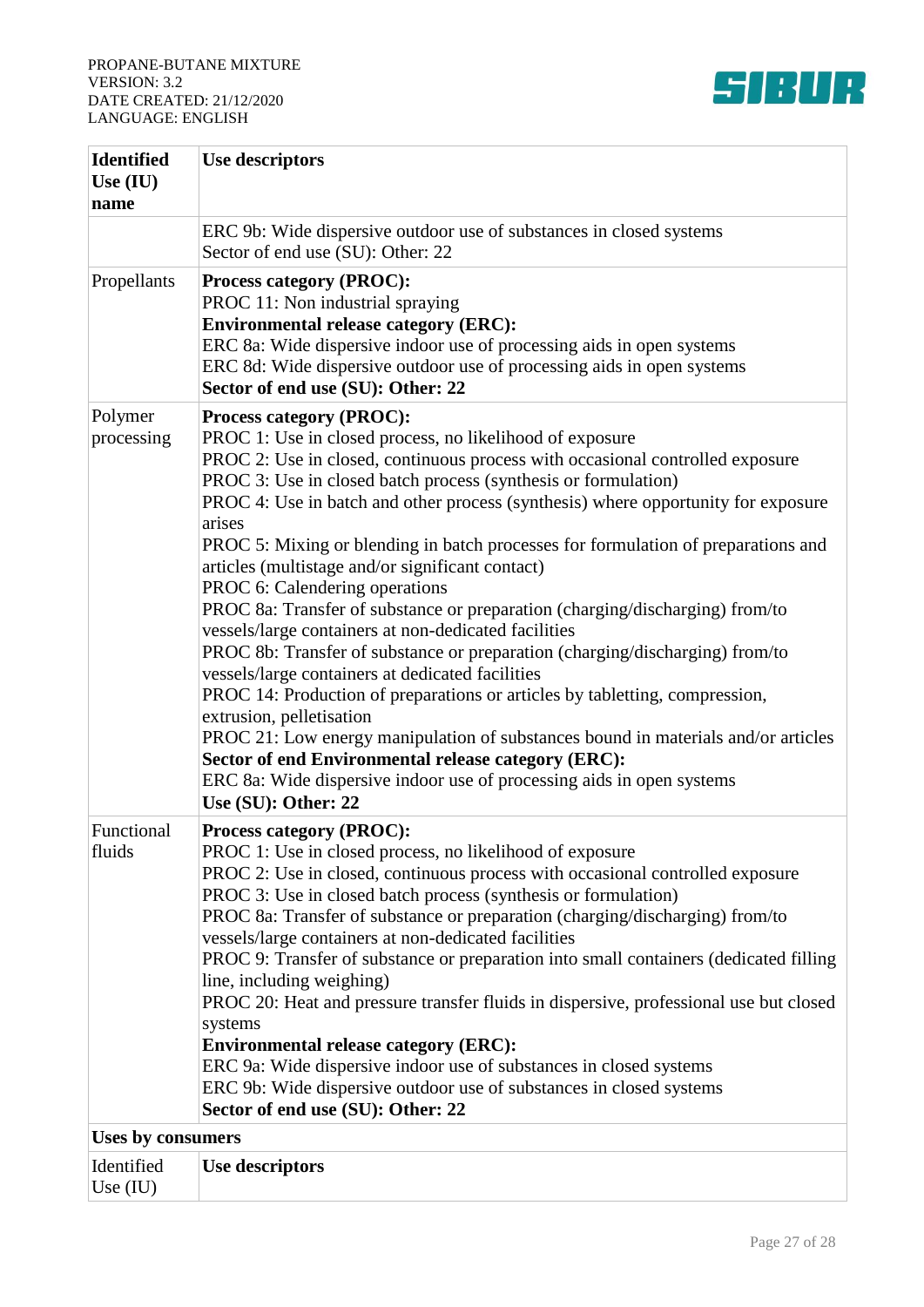| Identified Use (IU) name | Use descriptors |
|---|---|
| | ERC 9b: Wide dispersive outdoor use of substances in closed systems<br>Sector of end use (SU): Other: 22 |
| Propellants | **Process category (PROC):**<br>PROC 11: Non industrial spraying<br>**Environmental release category (ERC):**<br>ERC 8a: Wide dispersive indoor use of processing aids in open systems<br>ERC 8d: Wide dispersive outdoor use of processing aids in open systems<br>**Sector of end use (SU): Other: 22** |
| Polymer processing | **Process category (PROC):**<br>PROC 1: Use in closed process, no likelihood of exposure<br>PROC 2: Use in closed, continuous process with occasional controlled exposure<br>PROC 3: Use in closed batch process (synthesis or formulation)<br>PROC 4: Use in batch and other process (synthesis) where opportunity for exposure arises<br>PROC 5: Mixing or blending in batch processes for formulation of preparations and articles (multistage and/or significant contact)<br>PROC 6: Calendering operations<br>PROC 8a: Transfer of substance or preparation (charging/discharging) from/to vessels/large containers at non-dedicated facilities<br>PROC 8b: Transfer of substance or preparation (charging/discharging) from/to vessels/large containers at dedicated facilities<br>PROC 14: Production of preparations or articles by tabletting, compression, extrusion, pelletisation<br>PROC 21: Low energy manipulation of substances bound in materials and/or articles<br>**Sector of end Environmental release category (ERC):**<br>ERC 8a: Wide dispersive indoor use of processing aids in open systems<br>**Use (SU): Other: 22** |
| Functional fluids | **Process category (PROC):**<br>PROC 1: Use in closed process, no likelihood of exposure<br>PROC 2: Use in closed, continuous process with occasional controlled exposure<br>PROC 3: Use in closed batch process (synthesis or formulation)<br>PROC 8a: Transfer of substance or preparation (charging/discharging) from/to vessels/large containers at non-dedicated facilities<br>PROC 9: Transfer of substance or preparation into small containers (dedicated filling line, including weighing)<br>PROC 20: Heat and pressure transfer fluids in dispersive, professional use but closed systems<br>**Environmental release category (ERC):**<br>ERC 9a: Wide dispersive indoor use of substances in closed systems<br>ERC 9b: Wide dispersive outdoor use of substances in closed systems<br>**Sector of end use (SU): Other: 22** |
| **Uses by consumers** | |
| Identified Use (IU) | **Use descriptors** |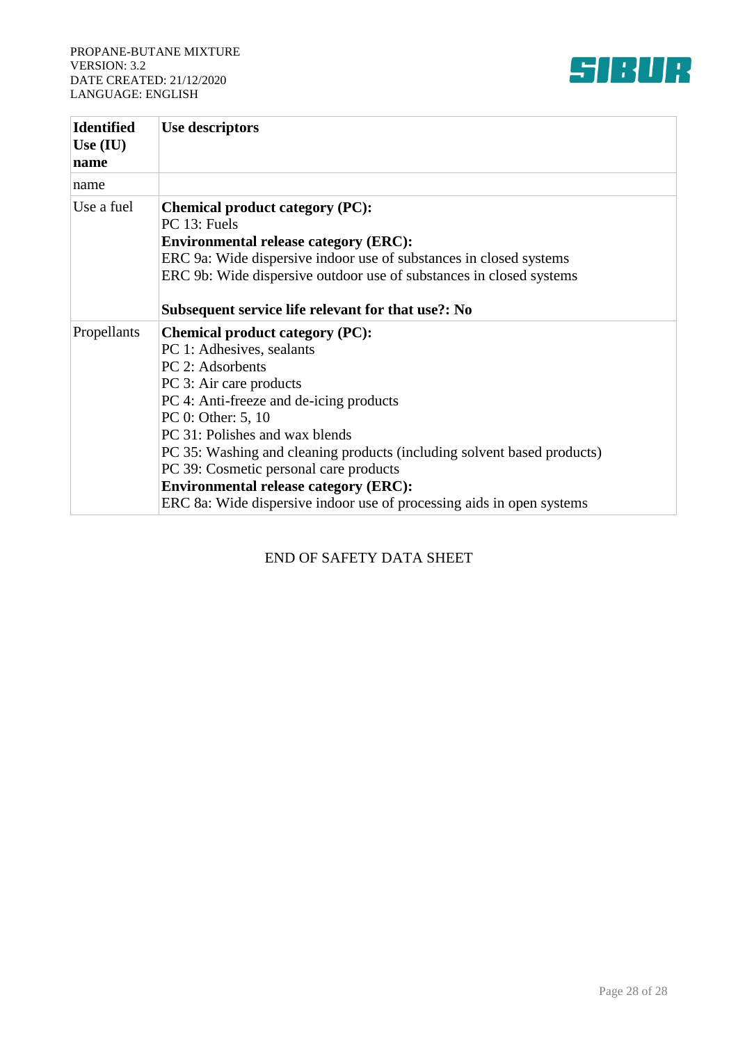| Identified Use (IU) name | Use descriptors |
| --- | --- |
| name | |
| Use a fuel | **Chemical product category (PC):**<br>PC 13: Fuels<br>**Environmental release category (ERC):**<br>ERC 9a: Wide dispersive indoor use of substances in closed systems<br>ERC 9b: Wide dispersive outdoor use of substances in closed systems<br><br>**Subsequent service life relevant for that use?: No** |
| Propellants | **Chemical product category (PC):**<br>PC 1: Adhesives, sealants<br>PC 2: Adsorbents<br>PC 3: Air care products<br>PC 4: Anti-freeze and de-icing products<br>PC 0: Other: 5, 10<br>PC 31: Polishes and wax blends<br>PC 35: Washing and cleaning products (including solvent based products)<br>PC 39: Cosmetic personal care products<br>**Environmental release category (ERC):**<br>ERC 8a: Wide dispersive indoor use of processing aids in open systems |

END OF SAFETY DATA SHEET